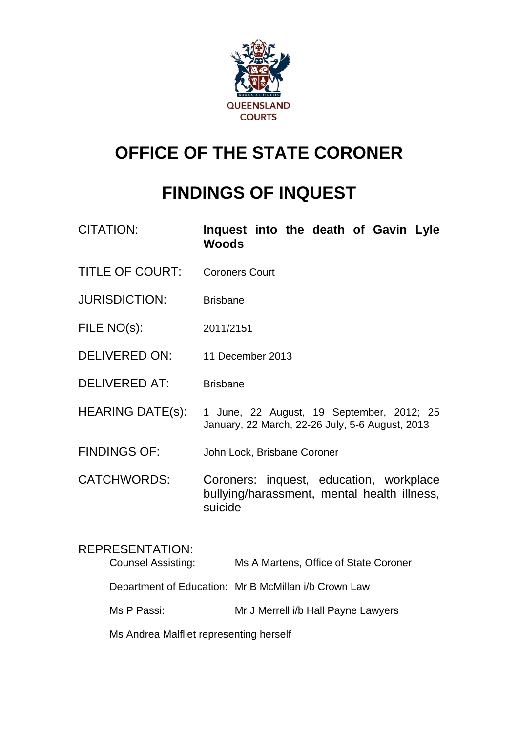QUEENSLAND COURTS

# OFFICE OF THE STATE CORONER

# FINDINGS OF INQUEST

| | |
|---|---|
| CITATION: | **Inquest into the death of Gavin Lyle Woods** |
| TITLE OF COURT: | Coroners Court |
| JURISDICTION: | Brisbane |
| FILE NO(s): | 2011/2151 |
| DELIVERED ON: | 11 December 2013 |
| DELIVERED AT: | Brisbane |
| HEARING DATE(s): | 1 June, 22 August, 19 September, 2012; 25 January, 22 March, 22-26 July, 5-6 August, 2013 |
| FINDINGS OF: | John Lock, Brisbane Coroner |
| CATCHWORDS: | Coroners: inquest, education, workplace bullying/harassment, mental health illness, suicide |

REPRESENTATION:

| | |
|---|---|
| Counsel Assisting: | Ms A Martens, Office of State Coroner |
| Department of Education: | Mr B McMillan i/b Crown Law |
| Ms P Passi: | Mr J Merrell i/b Hall Payne Lawyers |

Ms Andrea Malfliet representing herself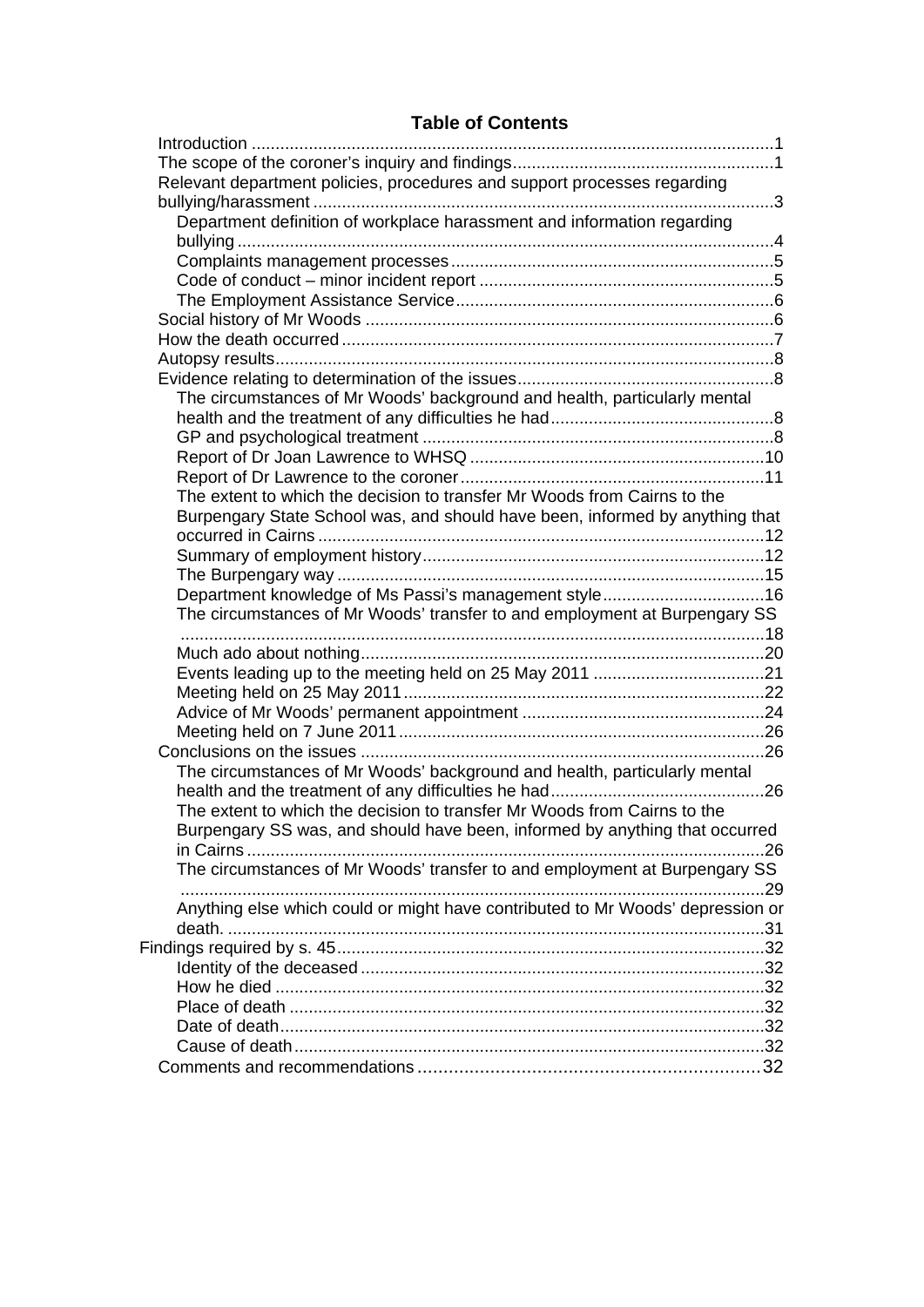## Table of Contents

- Introduction .....1
- The scope of the coroner's inquiry and findings.....1
- Relevant department policies, procedures and support processes regarding bullying/harassment .....3
  - Department definition of workplace harassment and information regarding bullying .....4
  - Complaints management processes .....5
  - Code of conduct – minor incident report .....5
  - The Employment Assistance Service .....6
- Social history of Mr Woods .....6
- How the death occurred .....7
- Autopsy results .....8
- Evidence relating to determination of the issues .....8
  - The circumstances of Mr Woods' background and health, particularly mental health and the treatment of any difficulties he had .....8
  - GP and psychological treatment .....8
  - Report of Dr Joan Lawrence to WHSQ .....10
  - Report of Dr Lawrence to the coroner .....11
  - The extent to which the decision to transfer Mr Woods from Cairns to the Burpengary State School was, and should have been, informed by anything that occurred in Cairns .....12
  - Summary of employment history .....12
  - The Burpengary way .....15
  - Department knowledge of Ms Passi's management style .....16
  - The circumstances of Mr Woods' transfer to and employment at Burpengary SS .....18
  - Much ado about nothing .....20
  - Events leading up to the meeting held on 25 May 2011 .....21
  - Meeting held on 25 May 2011 .....22
  - Advice of Mr Woods' permanent appointment .....24
  - Meeting held on 7 June 2011 .....26
- Conclusions on the issues .....26
  - The circumstances of Mr Woods' background and health, particularly mental health and the treatment of any difficulties he had .....26
  - The extent to which the decision to transfer Mr Woods from Cairns to the Burpengary SS was, and should have been, informed by anything that occurred in Cairns .....26
  - The circumstances of Mr Woods' transfer to and employment at Burpengary SS .....29
  - Anything else which could or might have contributed to Mr Woods' depression or death. .....31
- Findings required by s. 45 .....32
  - Identity of the deceased .....32
  - How he died .....32
  - Place of death .....32
  - Date of death .....32
  - Cause of death .....32
- Comments and recommendations .....32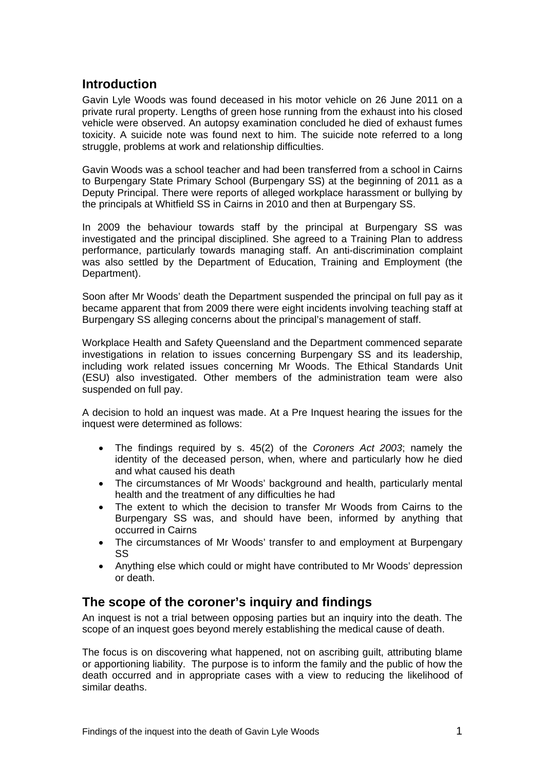## Introduction

Gavin Lyle Woods was found deceased in his motor vehicle on 26 June 2011 on a private rural property. Lengths of green hose running from the exhaust into his closed vehicle were observed. An autopsy examination concluded he died of exhaust fumes toxicity. A suicide note was found next to him. The suicide note referred to a long struggle, problems at work and relationship difficulties.

Gavin Woods was a school teacher and had been transferred from a school in Cairns to Burpengary State Primary School (Burpengary SS) at the beginning of 2011 as a Deputy Principal. There were reports of alleged workplace harassment or bullying by the principals at Whitfield SS in Cairns in 2010 and then at Burpengary SS.

In 2009 the behaviour towards staff by the principal at Burpengary SS was investigated and the principal disciplined. She agreed to a Training Plan to address performance, particularly towards managing staff. An anti-discrimination complaint was also settled by the Department of Education, Training and Employment (the Department).

Soon after Mr Woods' death the Department suspended the principal on full pay as it became apparent that from 2009 there were eight incidents involving teaching staff at Burpengary SS alleging concerns about the principal's management of staff.

Workplace Health and Safety Queensland and the Department commenced separate investigations in relation to issues concerning Burpengary SS and its leadership, including work related issues concerning Mr Woods. The Ethical Standards Unit (ESU) also investigated. Other members of the administration team were also suspended on full pay.

A decision to hold an inquest was made. At a Pre Inquest hearing the issues for the inquest were determined as follows:

- The findings required by s. 45(2) of the *Coroners Act 2003*; namely the identity of the deceased person, when, where and particularly how he died and what caused his death
- The circumstances of Mr Woods' background and health, particularly mental health and the treatment of any difficulties he had
- The extent to which the decision to transfer Mr Woods from Cairns to the Burpengary SS was, and should have been, informed by anything that occurred in Cairns
- The circumstances of Mr Woods' transfer to and employment at Burpengary SS
- Anything else which could or might have contributed to Mr Woods' depression or death.

## The scope of the coroner's inquiry and findings

An inquest is not a trial between opposing parties but an inquiry into the death. The scope of an inquest goes beyond merely establishing the medical cause of death.

The focus is on discovering what happened, not on ascribing guilt, attributing blame or apportioning liability. The purpose is to inform the family and the public of how the death occurred and in appropriate cases with a view to reducing the likelihood of similar deaths.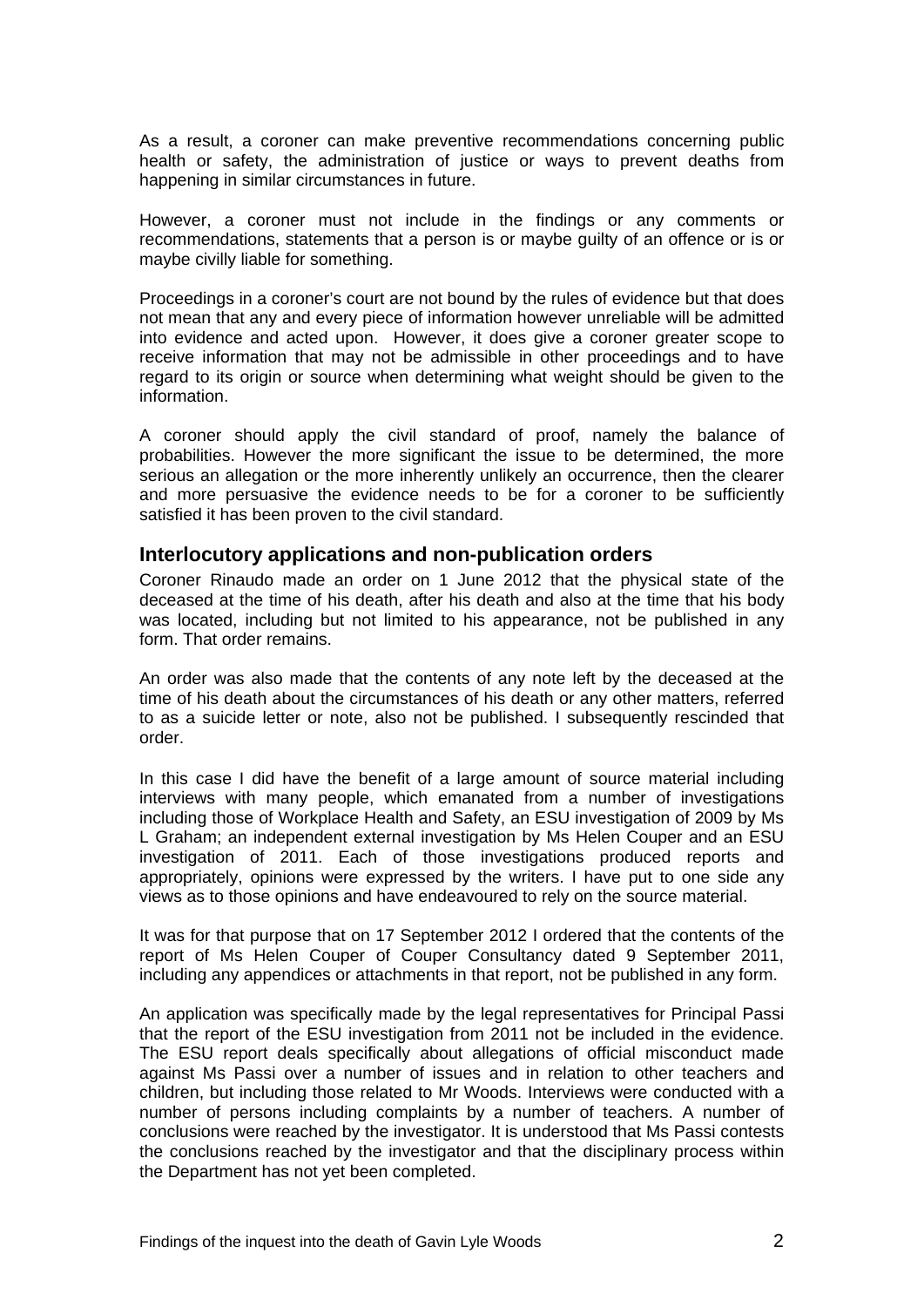As a result, a coroner can make preventive recommendations concerning public health or safety, the administration of justice or ways to prevent deaths from happening in similar circumstances in future.

However, a coroner must not include in the findings or any comments or recommendations, statements that a person is or maybe guilty of an offence or is or maybe civilly liable for something.

Proceedings in a coroner's court are not bound by the rules of evidence but that does not mean that any and every piece of information however unreliable will be admitted into evidence and acted upon. However, it does give a coroner greater scope to receive information that may not be admissible in other proceedings and to have regard to its origin or source when determining what weight should be given to the information.

A coroner should apply the civil standard of proof, namely the balance of probabilities. However the more significant the issue to be determined, the more serious an allegation or the more inherently unlikely an occurrence, then the clearer and more persuasive the evidence needs to be for a coroner to be sufficiently satisfied it has been proven to the civil standard.

## Interlocutory applications and non-publication orders

Coroner Rinaudo made an order on 1 June 2012 that the physical state of the deceased at the time of his death, after his death and also at the time that his body was located, including but not limited to his appearance, not be published in any form. That order remains.

An order was also made that the contents of any note left by the deceased at the time of his death about the circumstances of his death or any other matters, referred to as a suicide letter or note, also not be published. I subsequently rescinded that order.

In this case I did have the benefit of a large amount of source material including interviews with many people, which emanated from a number of investigations including those of Workplace Health and Safety, an ESU investigation of 2009 by Ms L Graham; an independent external investigation by Ms Helen Couper and an ESU investigation of 2011. Each of those investigations produced reports and appropriately, opinions were expressed by the writers. I have put to one side any views as to those opinions and have endeavoured to rely on the source material.

It was for that purpose that on 17 September 2012 I ordered that the contents of the report of Ms Helen Couper of Couper Consultancy dated 9 September 2011, including any appendices or attachments in that report, not be published in any form.

An application was specifically made by the legal representatives for Principal Passi that the report of the ESU investigation from 2011 not be included in the evidence. The ESU report deals specifically about allegations of official misconduct made against Ms Passi over a number of issues and in relation to other teachers and children, but including those related to Mr Woods. Interviews were conducted with a number of persons including complaints by a number of teachers. A number of conclusions were reached by the investigator. It is understood that Ms Passi contests the conclusions reached by the investigator and that the disciplinary process within the Department has not yet been completed.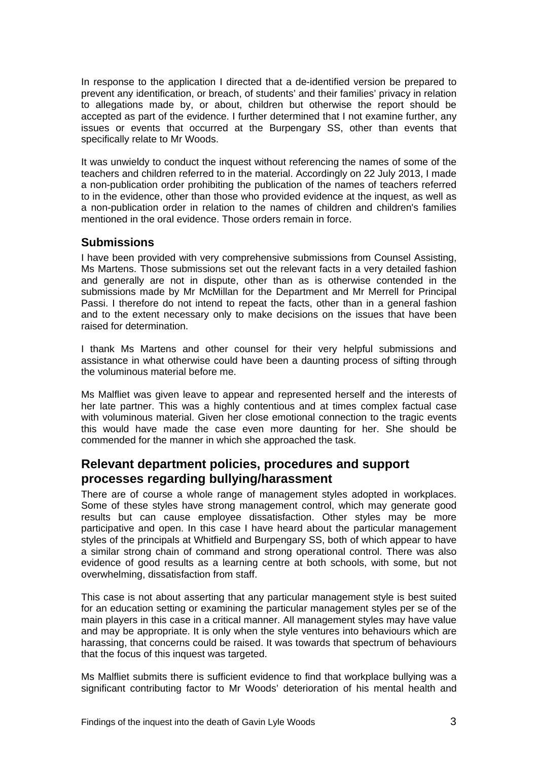In response to the application I directed that a de-identified version be prepared to prevent any identification, or breach, of students' and their families' privacy in relation to allegations made by, or about, children but otherwise the report should be accepted as part of the evidence. I further determined that I not examine further, any issues or events that occurred at the Burpengary SS, other than events that specifically relate to Mr Woods.

It was unwieldy to conduct the inquest without referencing the names of some of the teachers and children referred to in the material. Accordingly on 22 July 2013, I made a non-publication order prohibiting the publication of the names of teachers referred to in the evidence, other than those who provided evidence at the inquest, as well as a non-publication order in relation to the names of children and children's families mentioned in the oral evidence. Those orders remain in force.

### Submissions

I have been provided with very comprehensive submissions from Counsel Assisting, Ms Martens. Those submissions set out the relevant facts in a very detailed fashion and generally are not in dispute, other than as is otherwise contended in the submissions made by Mr McMillan for the Department and Mr Merrell for Principal Passi. I therefore do not intend to repeat the facts, other than in a general fashion and to the extent necessary only to make decisions on the issues that have been raised for determination.

I thank Ms Martens and other counsel for their very helpful submissions and assistance in what otherwise could have been a daunting process of sifting through the voluminous material before me.

Ms Malfliet was given leave to appear and represented herself and the interests of her late partner. This was a highly contentious and at times complex factual case with voluminous material. Given her close emotional connection to the tragic events this would have made the case even more daunting for her. She should be commended for the manner in which she approached the task.

## Relevant department policies, procedures and support processes regarding bullying/harassment

There are of course a whole range of management styles adopted in workplaces. Some of these styles have strong management control, which may generate good results but can cause employee dissatisfaction. Other styles may be more participative and open. In this case I have heard about the particular management styles of the principals at Whitfield and Burpengary SS, both of which appear to have a similar strong chain of command and strong operational control. There was also evidence of good results as a learning centre at both schools, with some, but not overwhelming, dissatisfaction from staff.

This case is not about asserting that any particular management style is best suited for an education setting or examining the particular management styles per se of the main players in this case in a critical manner. All management styles may have value and may be appropriate. It is only when the style ventures into behaviours which are harassing, that concerns could be raised. It was towards that spectrum of behaviours that the focus of this inquest was targeted.

Ms Malfliet submits there is sufficient evidence to find that workplace bullying was a significant contributing factor to Mr Woods' deterioration of his mental health and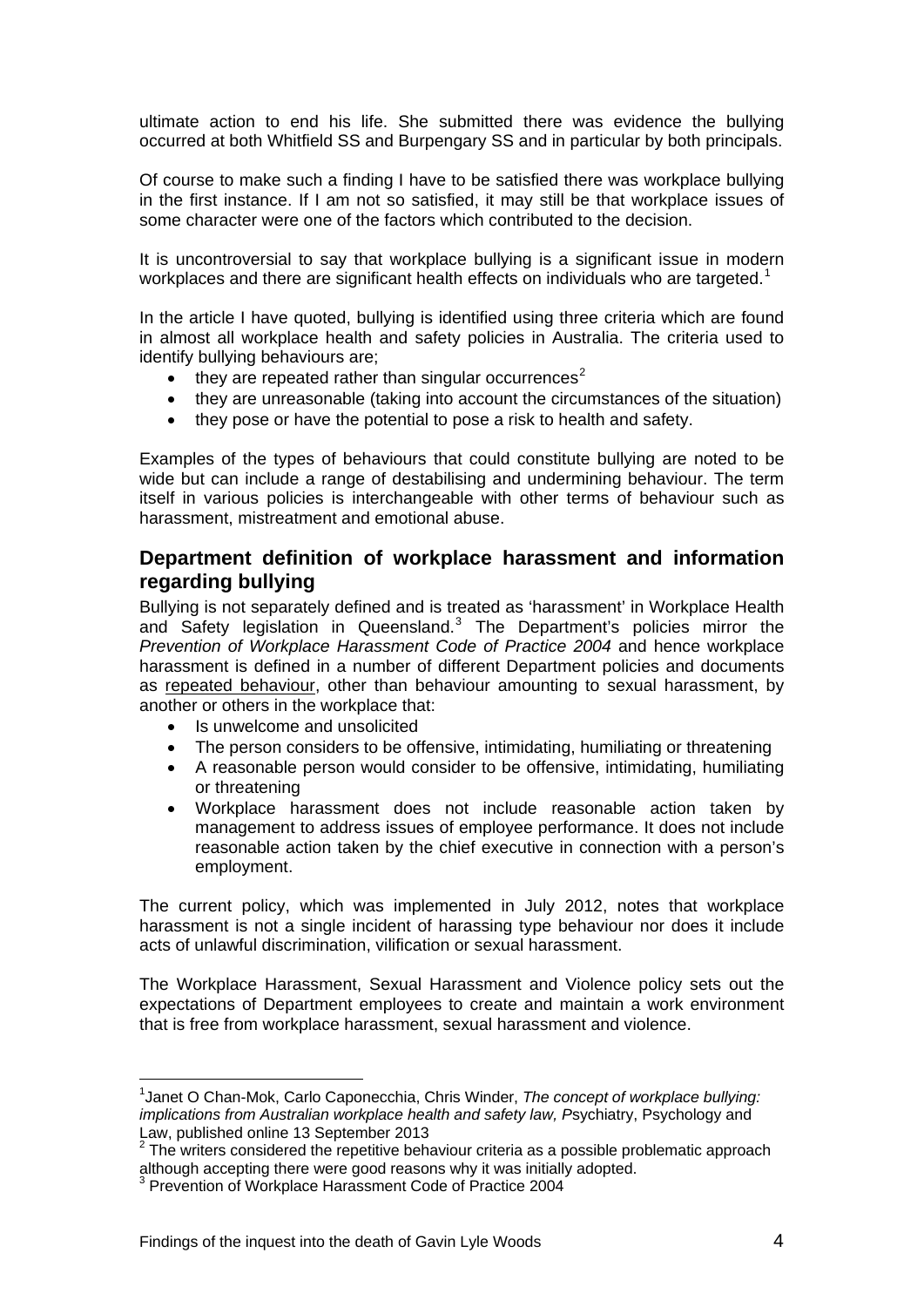ultimate action to end his life. She submitted there was evidence the bullying occurred at both Whitfield SS and Burpengary SS and in particular by both principals.

Of course to make such a finding I have to be satisfied there was workplace bullying in the first instance. If I am not so satisfied, it may still be that workplace issues of some character were one of the factors which contributed to the decision.

It is uncontroversial to say that workplace bullying is a significant issue in modern workplaces and there are significant health effects on individuals who are targeted.[1]

In the article I have quoted, bullying is identified using three criteria which are found in almost all workplace health and safety policies in Australia. The criteria used to identify bullying behaviours are;

- they are repeated rather than singular occurrences[2]
- they are unreasonable (taking into account the circumstances of the situation)
- they pose or have the potential to pose a risk to health and safety.

Examples of the types of behaviours that could constitute bullying are noted to be wide but can include a range of destabilising and undermining behaviour. The term itself in various policies is interchangeable with other terms of behaviour such as harassment, mistreatment and emotional abuse.

## Department definition of workplace harassment and information regarding bullying

Bullying is not separately defined and is treated as 'harassment' in Workplace Health and Safety legislation in Queensland.[3] The Department's policies mirror the *Prevention of Workplace Harassment Code of Practice 2004* and hence workplace harassment is defined in a number of different Department policies and documents as repeated behaviour, other than behaviour amounting to sexual harassment, by another or others in the workplace that:

- Is unwelcome and unsolicited
- The person considers to be offensive, intimidating, humiliating or threatening
- A reasonable person would consider to be offensive, intimidating, humiliating or threatening
- Workplace harassment does not include reasonable action taken by management to address issues of employee performance. It does not include reasonable action taken by the chief executive in connection with a person's employment.

The current policy, which was implemented in July 2012, notes that workplace harassment is not a single incident of harassing type behaviour nor does it include acts of unlawful discrimination, vilification or sexual harassment.

The Workplace Harassment, Sexual Harassment and Violence policy sets out the expectations of Department employees to create and maintain a work environment that is free from workplace harassment, sexual harassment and violence.

---

[1] Janet O Chan-Mok, Carlo Caponecchia, Chris Winder, *The concept of workplace bullying: implications from Australian workplace health and safety law,* Psychiatry, Psychology and Law, published online 13 September 2013

[2] The writers considered the repetitive behaviour criteria as a possible problematic approach although accepting there were good reasons why it was initially adopted.

[3] Prevention of Workplace Harassment Code of Practice 2004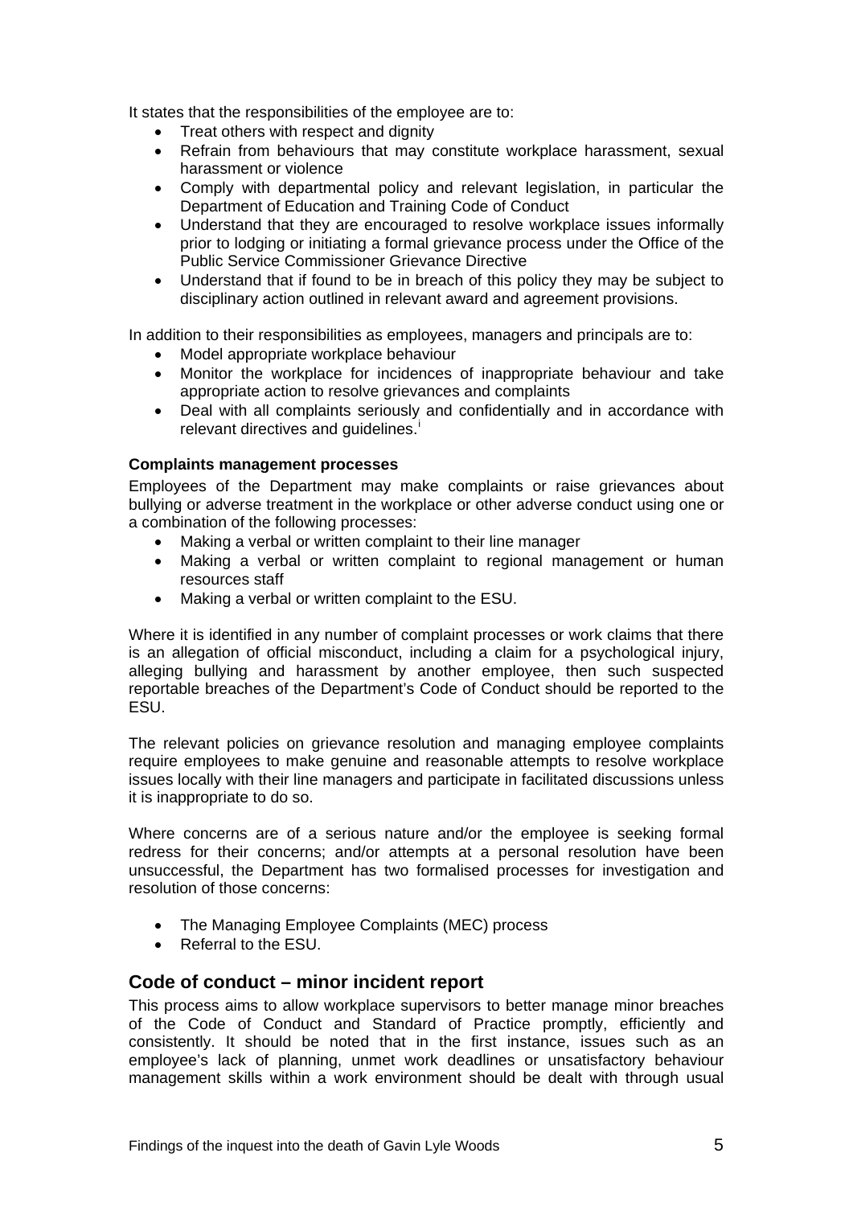It states that the responsibilities of the employee are to:

- Treat others with respect and dignity
- Refrain from behaviours that may constitute workplace harassment, sexual harassment or violence
- Comply with departmental policy and relevant legislation, in particular the Department of Education and Training Code of Conduct
- Understand that they are encouraged to resolve workplace issues informally prior to lodging or initiating a formal grievance process under the Office of the Public Service Commissioner Grievance Directive
- Understand that if found to be in breach of this policy they may be subject to disciplinary action outlined in relevant award and agreement provisions.

In addition to their responsibilities as employees, managers and principals are to:

- Model appropriate workplace behaviour
- Monitor the workplace for incidences of inappropriate behaviour and take appropriate action to resolve grievances and complaints
- Deal with all complaints seriously and confidentially and in accordance with relevant directives and guidelines.[i]

**Complaints management processes**

Employees of the Department may make complaints or raise grievances about bullying or adverse treatment in the workplace or other adverse conduct using one or a combination of the following processes:

- Making a verbal or written complaint to their line manager
- Making a verbal or written complaint to regional management or human resources staff
- Making a verbal or written complaint to the ESU.

Where it is identified in any number of complaint processes or work claims that there is an allegation of official misconduct, including a claim for a psychological injury, alleging bullying and harassment by another employee, then such suspected reportable breaches of the Department's Code of Conduct should be reported to the ESU.

The relevant policies on grievance resolution and managing employee complaints require employees to make genuine and reasonable attempts to resolve workplace issues locally with their line managers and participate in facilitated discussions unless it is inappropriate to do so.

Where concerns are of a serious nature and/or the employee is seeking formal redress for their concerns; and/or attempts at a personal resolution have been unsuccessful, the Department has two formalised processes for investigation and resolution of those concerns:

- The Managing Employee Complaints (MEC) process
- Referral to the ESU.

## Code of conduct – minor incident report

This process aims to allow workplace supervisors to better manage minor breaches of the Code of Conduct and Standard of Practice promptly, efficiently and consistently. It should be noted that in the first instance, issues such as an employee's lack of planning, unmet work deadlines or unsatisfactory behaviour management skills within a work environment should be dealt with through usual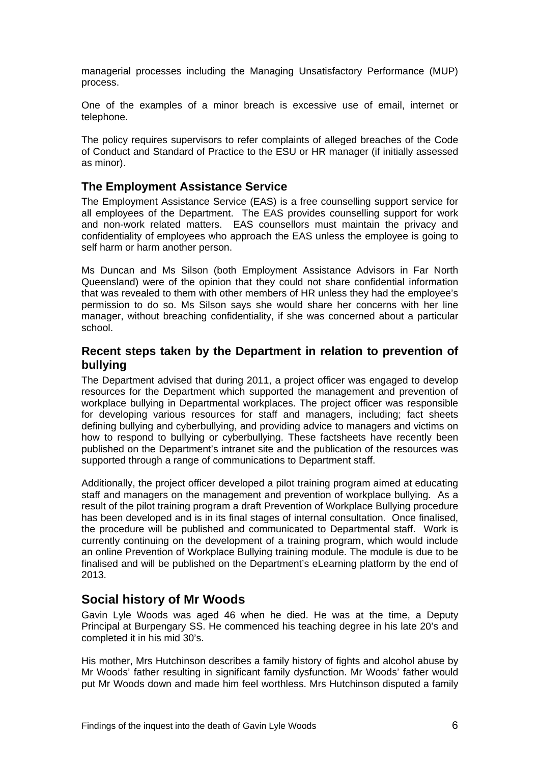managerial processes including the Managing Unsatisfactory Performance (MUP) process.

One of the examples of a minor breach is excessive use of email, internet or telephone.

The policy requires supervisors to refer complaints of alleged breaches of the Code of Conduct and Standard of Practice to the ESU or HR manager (if initially assessed as minor).

## The Employment Assistance Service

The Employment Assistance Service (EAS) is a free counselling support service for all employees of the Department. The EAS provides counselling support for work and non-work related matters. EAS counsellors must maintain the privacy and confidentiality of employees who approach the EAS unless the employee is going to self harm or harm another person.

Ms Duncan and Ms Silson (both Employment Assistance Advisors in Far North Queensland) were of the opinion that they could not share confidential information that was revealed to them with other members of HR unless they had the employee's permission to do so. Ms Silson says she would share her concerns with her line manager, without breaching confidentiality, if she was concerned about a particular school.

## Recent steps taken by the Department in relation to prevention of bullying

The Department advised that during 2011, a project officer was engaged to develop resources for the Department which supported the management and prevention of workplace bullying in Departmental workplaces. The project officer was responsible for developing various resources for staff and managers, including; fact sheets defining bullying and cyberbullying, and providing advice to managers and victims on how to respond to bullying or cyberbullying. These factsheets have recently been published on the Department's intranet site and the publication of the resources was supported through a range of communications to Department staff.

Additionally, the project officer developed a pilot training program aimed at educating staff and managers on the management and prevention of workplace bullying. As a result of the pilot training program a draft Prevention of Workplace Bullying procedure has been developed and is in its final stages of internal consultation. Once finalised, the procedure will be published and communicated to Departmental staff. Work is currently continuing on the development of a training program, which would include an online Prevention of Workplace Bullying training module. The module is due to be finalised and will be published on the Department's eLearning platform by the end of 2013.

## Social history of Mr Woods

Gavin Lyle Woods was aged 46 when he died. He was at the time, a Deputy Principal at Burpengary SS. He commenced his teaching degree in his late 20's and completed it in his mid 30's.

His mother, Mrs Hutchinson describes a family history of fights and alcohol abuse by Mr Woods' father resulting in significant family dysfunction. Mr Woods' father would put Mr Woods down and made him feel worthless. Mrs Hutchinson disputed a family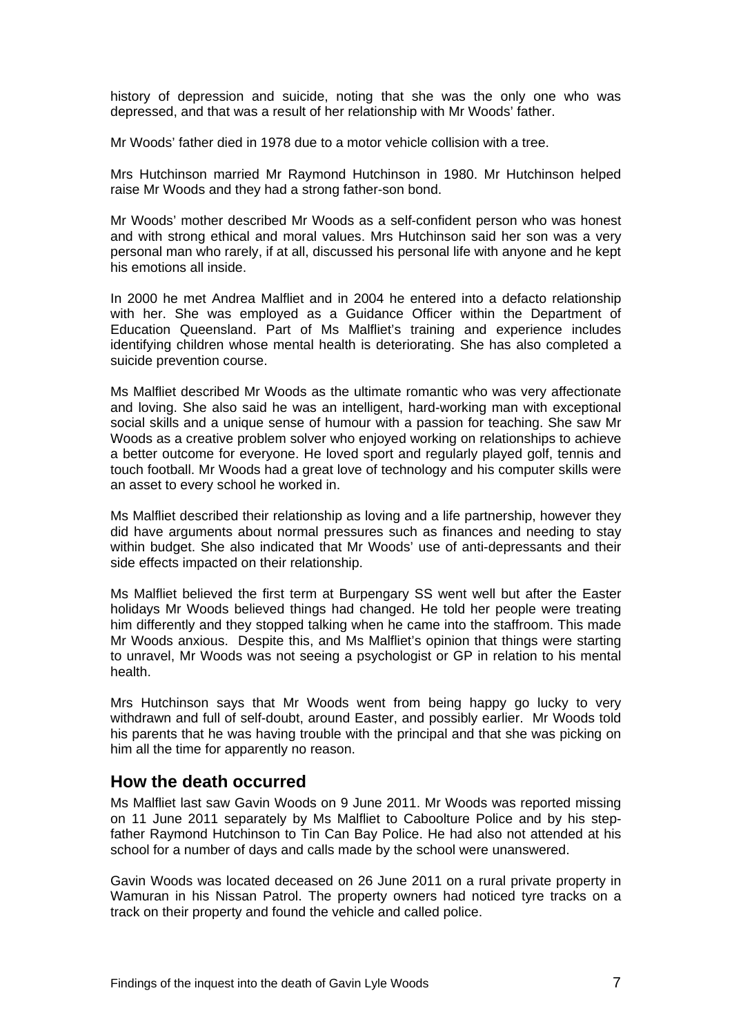history of depression and suicide, noting that she was the only one who was depressed, and that was a result of her relationship with Mr Woods' father.

Mr Woods' father died in 1978 due to a motor vehicle collision with a tree.

Mrs Hutchinson married Mr Raymond Hutchinson in 1980. Mr Hutchinson helped raise Mr Woods and they had a strong father-son bond.

Mr Woods' mother described Mr Woods as a self-confident person who was honest and with strong ethical and moral values. Mrs Hutchinson said her son was a very personal man who rarely, if at all, discussed his personal life with anyone and he kept his emotions all inside.

In 2000 he met Andrea Malfliet and in 2004 he entered into a defacto relationship with her. She was employed as a Guidance Officer within the Department of Education Queensland. Part of Ms Malfliet's training and experience includes identifying children whose mental health is deteriorating. She has also completed a suicide prevention course.

Ms Malfliet described Mr Woods as the ultimate romantic who was very affectionate and loving. She also said he was an intelligent, hard-working man with exceptional social skills and a unique sense of humour with a passion for teaching. She saw Mr Woods as a creative problem solver who enjoyed working on relationships to achieve a better outcome for everyone. He loved sport and regularly played golf, tennis and touch football. Mr Woods had a great love of technology and his computer skills were an asset to every school he worked in.

Ms Malfliet described their relationship as loving and a life partnership, however they did have arguments about normal pressures such as finances and needing to stay within budget. She also indicated that Mr Woods' use of anti-depressants and their side effects impacted on their relationship.

Ms Malfliet believed the first term at Burpengary SS went well but after the Easter holidays Mr Woods believed things had changed. He told her people were treating him differently and they stopped talking when he came into the staffroom. This made Mr Woods anxious. Despite this, and Ms Malfliet's opinion that things were starting to unravel, Mr Woods was not seeing a psychologist or GP in relation to his mental health.

Mrs Hutchinson says that Mr Woods went from being happy go lucky to very withdrawn and full of self-doubt, around Easter, and possibly earlier. Mr Woods told his parents that he was having trouble with the principal and that she was picking on him all the time for apparently no reason.

## How the death occurred

Ms Malfliet last saw Gavin Woods on 9 June 2011. Mr Woods was reported missing on 11 June 2011 separately by Ms Malfliet to Caboolture Police and by his step-father Raymond Hutchinson to Tin Can Bay Police. He had also not attended at his school for a number of days and calls made by the school were unanswered.

Gavin Woods was located deceased on 26 June 2011 on a rural private property in Wamuran in his Nissan Patrol. The property owners had noticed tyre tracks on a track on their property and found the vehicle and called police.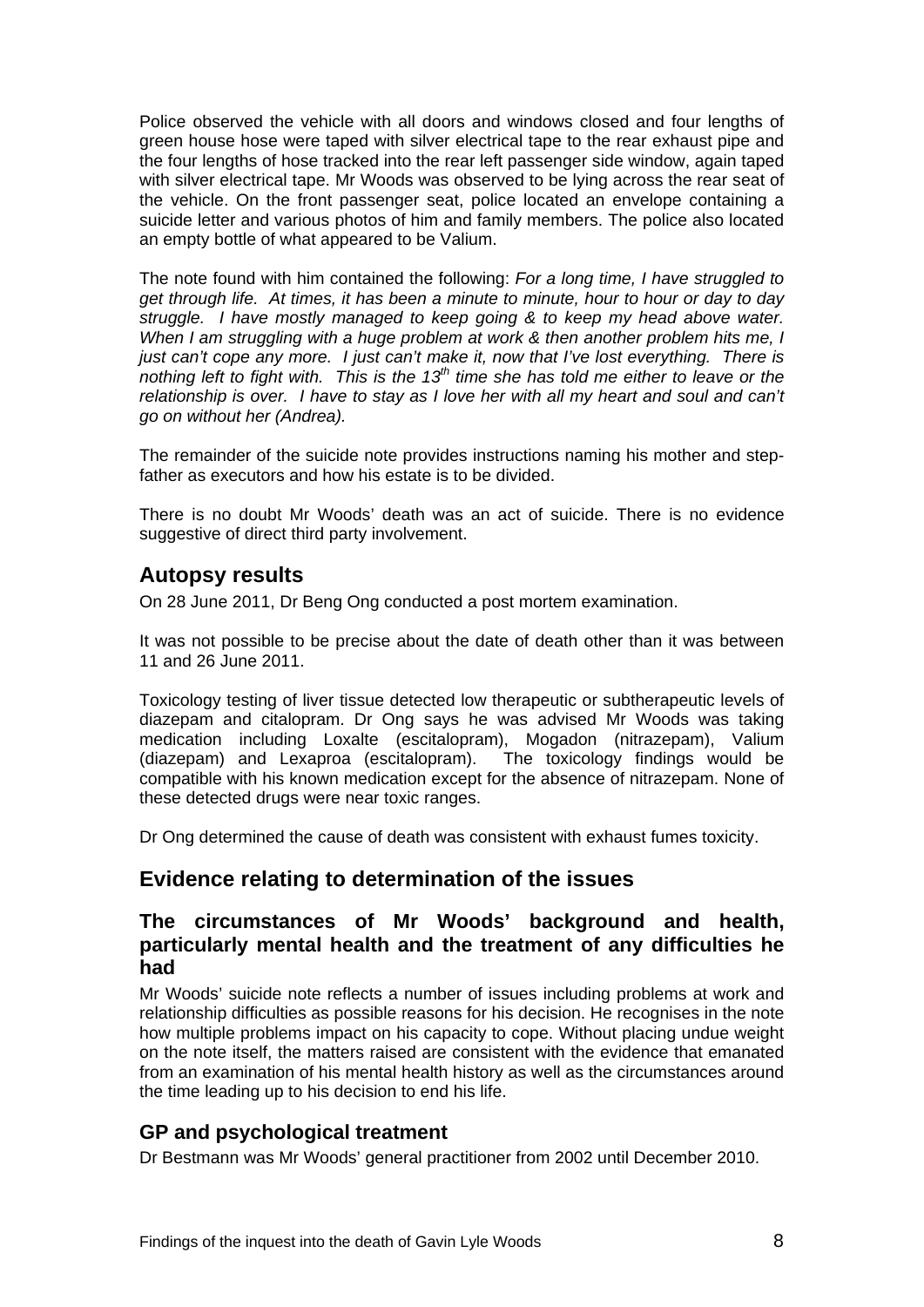Police observed the vehicle with all doors and windows closed and four lengths of green house hose were taped with silver electrical tape to the rear exhaust pipe and the four lengths of hose tracked into the rear left passenger side window, again taped with silver electrical tape. Mr Woods was observed to be lying across the rear seat of the vehicle. On the front passenger seat, police located an envelope containing a suicide letter and various photos of him and family members. The police also located an empty bottle of what appeared to be Valium.

The note found with him contained the following: *For a long time, I have struggled to get through life. At times, it has been a minute to minute, hour to hour or day to day struggle. I have mostly managed to keep going & to keep my head above water. When I am struggling with a huge problem at work & then another problem hits me, I just can't cope any more. I just can't make it, now that I've lost everything. There is nothing left to fight with. This is the 13th time she has told me either to leave or the relationship is over. I have to stay as I love her with all my heart and soul and can't go on without her (Andrea).*

The remainder of the suicide note provides instructions naming his mother and step-father as executors and how his estate is to be divided.

There is no doubt Mr Woods' death was an act of suicide. There is no evidence suggestive of direct third party involvement.

## Autopsy results

On 28 June 2011, Dr Beng Ong conducted a post mortem examination.

It was not possible to be precise about the date of death other than it was between 11 and 26 June 2011.

Toxicology testing of liver tissue detected low therapeutic or subtherapeutic levels of diazepam and citalopram. Dr Ong says he was advised Mr Woods was taking medication including Loxalte (escitalopram), Mogadon (nitrazepam), Valium (diazepam) and Lexaproa (escitalopram). The toxicology findings would be compatible with his known medication except for the absence of nitrazepam. None of these detected drugs were near toxic ranges.

Dr Ong determined the cause of death was consistent with exhaust fumes toxicity.

## Evidence relating to determination of the issues

### The circumstances of Mr Woods' background and health, particularly mental health and the treatment of any difficulties he had

Mr Woods' suicide note reflects a number of issues including problems at work and relationship difficulties as possible reasons for his decision. He recognises in the note how multiple problems impact on his capacity to cope. Without placing undue weight on the note itself, the matters raised are consistent with the evidence that emanated from an examination of his mental health history as well as the circumstances around the time leading up to his decision to end his life.

### GP and psychological treatment

Dr Bestmann was Mr Woods' general practitioner from 2002 until December 2010.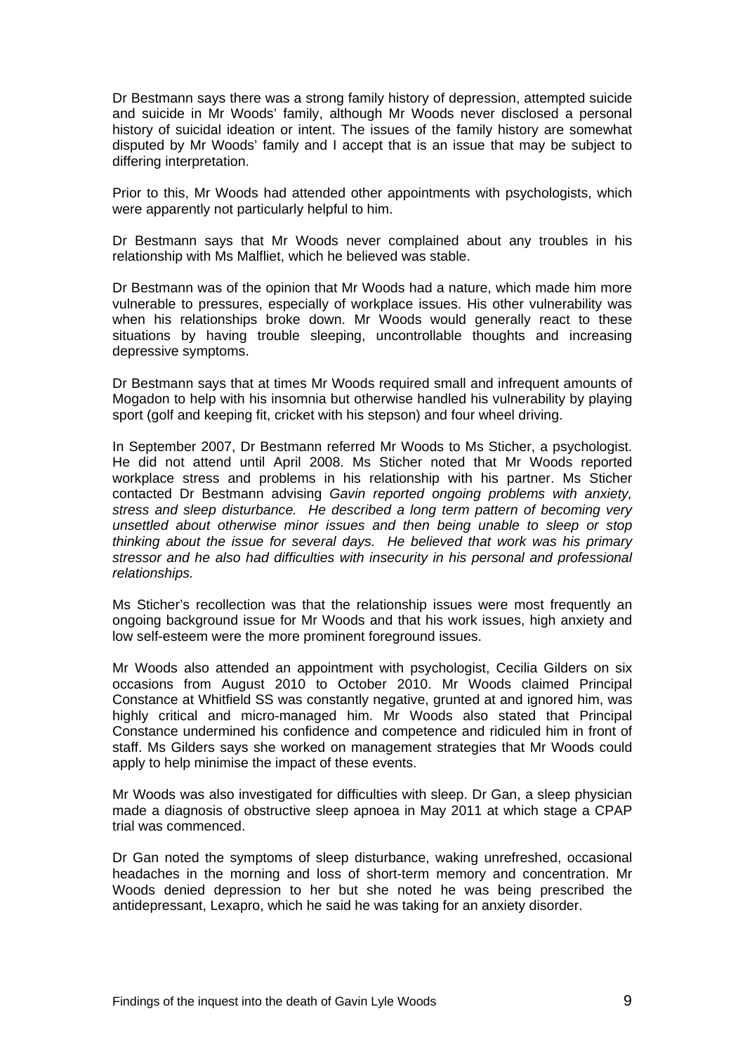Dr Bestmann says there was a strong family history of depression, attempted suicide and suicide in Mr Woods' family, although Mr Woods never disclosed a personal history of suicidal ideation or intent. The issues of the family history are somewhat disputed by Mr Woods' family and I accept that is an issue that may be subject to differing interpretation.

Prior to this, Mr Woods had attended other appointments with psychologists, which were apparently not particularly helpful to him.

Dr Bestmann says that Mr Woods never complained about any troubles in his relationship with Ms Malfliet, which he believed was stable.

Dr Bestmann was of the opinion that Mr Woods had a nature, which made him more vulnerable to pressures, especially of workplace issues. His other vulnerability was when his relationships broke down. Mr Woods would generally react to these situations by having trouble sleeping, uncontrollable thoughts and increasing depressive symptoms.

Dr Bestmann says that at times Mr Woods required small and infrequent amounts of Mogadon to help with his insomnia but otherwise handled his vulnerability by playing sport (golf and keeping fit, cricket with his stepson) and four wheel driving.

In September 2007, Dr Bestmann referred Mr Woods to Ms Sticher, a psychologist. He did not attend until April 2008. Ms Sticher noted that Mr Woods reported workplace stress and problems in his relationship with his partner. Ms Sticher contacted Dr Bestmann advising *Gavin reported ongoing problems with anxiety, stress and sleep disturbance. He described a long term pattern of becoming very unsettled about otherwise minor issues and then being unable to sleep or stop thinking about the issue for several days. He believed that work was his primary stressor and he also had difficulties with insecurity in his personal and professional relationships.*

Ms Sticher's recollection was that the relationship issues were most frequently an ongoing background issue for Mr Woods and that his work issues, high anxiety and low self-esteem were the more prominent foreground issues.

Mr Woods also attended an appointment with psychologist, Cecilia Gilders on six occasions from August 2010 to October 2010. Mr Woods claimed Principal Constance at Whitfield SS was constantly negative, grunted at and ignored him, was highly critical and micro-managed him. Mr Woods also stated that Principal Constance undermined his confidence and competence and ridiculed him in front of staff. Ms Gilders says she worked on management strategies that Mr Woods could apply to help minimise the impact of these events.

Mr Woods was also investigated for difficulties with sleep. Dr Gan, a sleep physician made a diagnosis of obstructive sleep apnoea in May 2011 at which stage a CPAP trial was commenced.

Dr Gan noted the symptoms of sleep disturbance, waking unrefreshed, occasional headaches in the morning and loss of short-term memory and concentration. Mr Woods denied depression to her but she noted he was being prescribed the antidepressant, Lexapro, which he said he was taking for an anxiety disorder.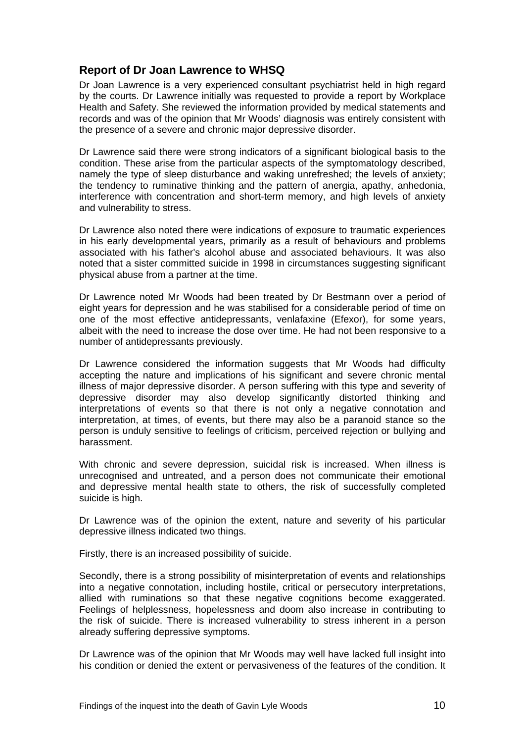## Report of Dr Joan Lawrence to WHSQ

Dr Joan Lawrence is a very experienced consultant psychiatrist held in high regard by the courts. Dr Lawrence initially was requested to provide a report by Workplace Health and Safety. She reviewed the information provided by medical statements and records and was of the opinion that Mr Woods' diagnosis was entirely consistent with the presence of a severe and chronic major depressive disorder.

Dr Lawrence said there were strong indicators of a significant biological basis to the condition. These arise from the particular aspects of the symptomatology described, namely the type of sleep disturbance and waking unrefreshed; the levels of anxiety; the tendency to ruminative thinking and the pattern of anergia, apathy, anhedonia, interference with concentration and short-term memory, and high levels of anxiety and vulnerability to stress.

Dr Lawrence also noted there were indications of exposure to traumatic experiences in his early developmental years, primarily as a result of behaviours and problems associated with his father's alcohol abuse and associated behaviours. It was also noted that a sister committed suicide in 1998 in circumstances suggesting significant physical abuse from a partner at the time.

Dr Lawrence noted Mr Woods had been treated by Dr Bestmann over a period of eight years for depression and he was stabilised for a considerable period of time on one of the most effective antidepressants, venlafaxine (Efexor), for some years, albeit with the need to increase the dose over time. He had not been responsive to a number of antidepressants previously.

Dr Lawrence considered the information suggests that Mr Woods had difficulty accepting the nature and implications of his significant and severe chronic mental illness of major depressive disorder. A person suffering with this type and severity of depressive disorder may also develop significantly distorted thinking and interpretations of events so that there is not only a negative connotation and interpretation, at times, of events, but there may also be a paranoid stance so the person is unduly sensitive to feelings of criticism, perceived rejection or bullying and harassment.

With chronic and severe depression, suicidal risk is increased. When illness is unrecognised and untreated, and a person does not communicate their emotional and depressive mental health state to others, the risk of successfully completed suicide is high.

Dr Lawrence was of the opinion the extent, nature and severity of his particular depressive illness indicated two things.

Firstly, there is an increased possibility of suicide.

Secondly, there is a strong possibility of misinterpretation of events and relationships into a negative connotation, including hostile, critical or persecutory interpretations, allied with ruminations so that these negative cognitions become exaggerated. Feelings of helplessness, hopelessness and doom also increase in contributing to the risk of suicide. There is increased vulnerability to stress inherent in a person already suffering depressive symptoms.

Dr Lawrence was of the opinion that Mr Woods may well have lacked full insight into his condition or denied the extent or pervasiveness of the features of the condition. It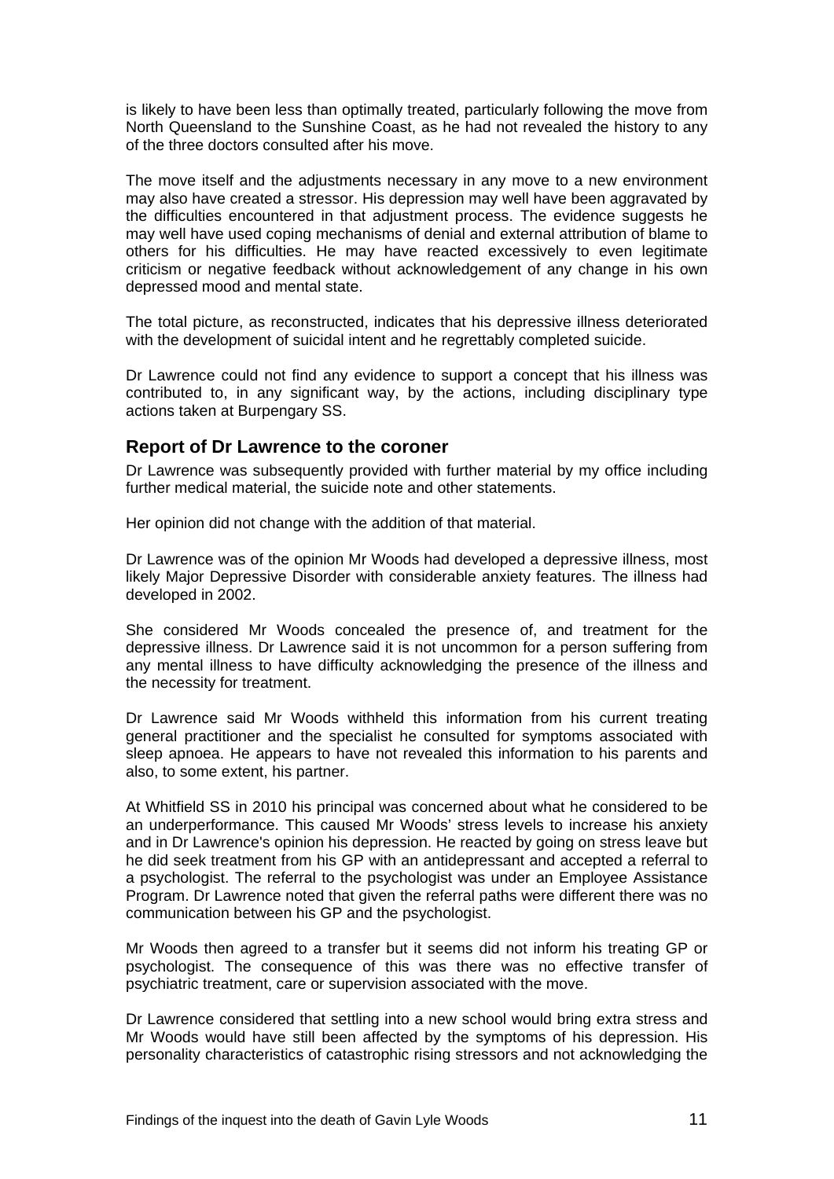is likely to have been less than optimally treated, particularly following the move from North Queensland to the Sunshine Coast, as he had not revealed the history to any of the three doctors consulted after his move.

The move itself and the adjustments necessary in any move to a new environment may also have created a stressor. His depression may well have been aggravated by the difficulties encountered in that adjustment process. The evidence suggests he may well have used coping mechanisms of denial and external attribution of blame to others for his difficulties. He may have reacted excessively to even legitimate criticism or negative feedback without acknowledgement of any change in his own depressed mood and mental state.

The total picture, as reconstructed, indicates that his depressive illness deteriorated with the development of suicidal intent and he regrettably completed suicide.

Dr Lawrence could not find any evidence to support a concept that his illness was contributed to, in any significant way, by the actions, including disciplinary type actions taken at Burpengary SS.

## Report of Dr Lawrence to the coroner

Dr Lawrence was subsequently provided with further material by my office including further medical material, the suicide note and other statements.

Her opinion did not change with the addition of that material.

Dr Lawrence was of the opinion Mr Woods had developed a depressive illness, most likely Major Depressive Disorder with considerable anxiety features. The illness had developed in 2002.

She considered Mr Woods concealed the presence of, and treatment for the depressive illness. Dr Lawrence said it is not uncommon for a person suffering from any mental illness to have difficulty acknowledging the presence of the illness and the necessity for treatment.

Dr Lawrence said Mr Woods withheld this information from his current treating general practitioner and the specialist he consulted for symptoms associated with sleep apnoea. He appears to have not revealed this information to his parents and also, to some extent, his partner.

At Whitfield SS in 2010 his principal was concerned about what he considered to be an underperformance. This caused Mr Woods' stress levels to increase his anxiety and in Dr Lawrence's opinion his depression. He reacted by going on stress leave but he did seek treatment from his GP with an antidepressant and accepted a referral to a psychologist. The referral to the psychologist was under an Employee Assistance Program. Dr Lawrence noted that given the referral paths were different there was no communication between his GP and the psychologist.

Mr Woods then agreed to a transfer but it seems did not inform his treating GP or psychologist. The consequence of this was there was no effective transfer of psychiatric treatment, care or supervision associated with the move.

Dr Lawrence considered that settling into a new school would bring extra stress and Mr Woods would have still been affected by the symptoms of his depression. His personality characteristics of catastrophic rising stressors and not acknowledging the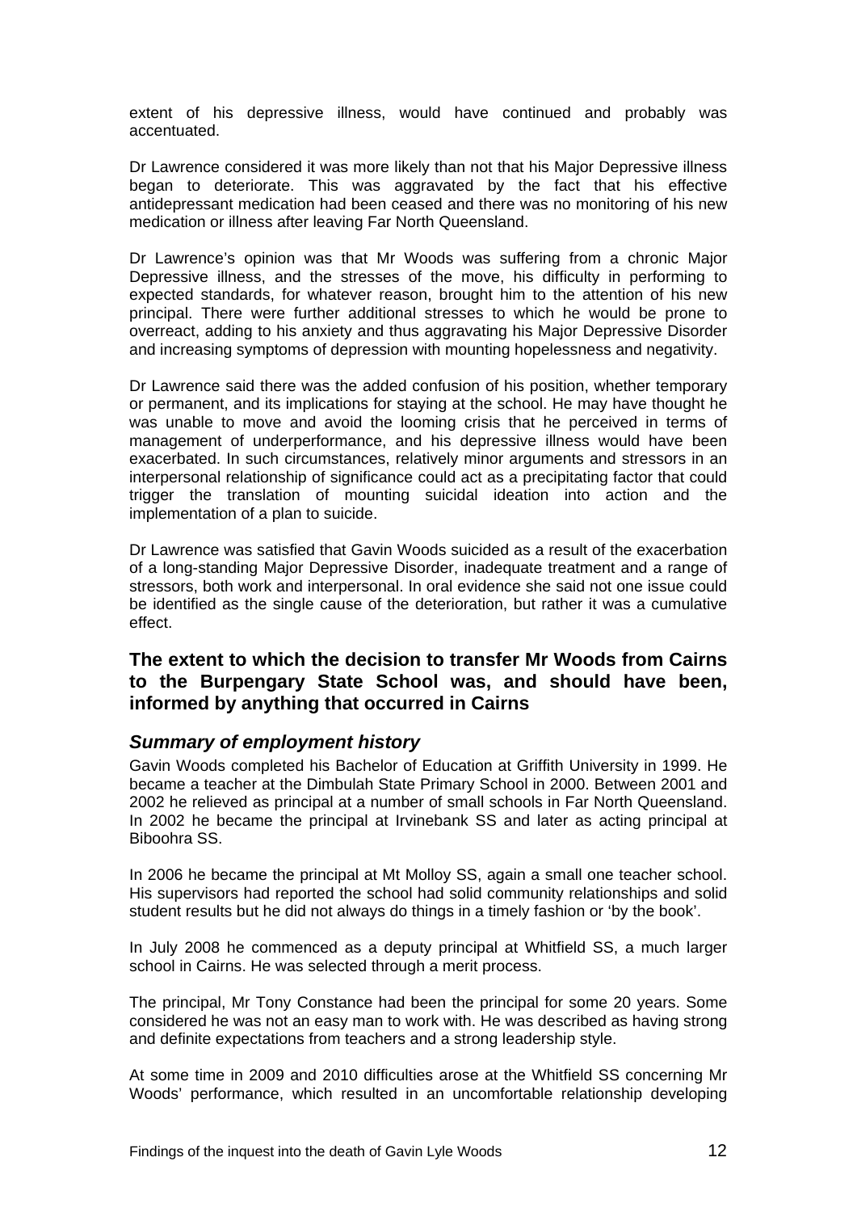extent of his depressive illness, would have continued and probably was accentuated.

Dr Lawrence considered it was more likely than not that his Major Depressive illness began to deteriorate. This was aggravated by the fact that his effective antidepressant medication had been ceased and there was no monitoring of his new medication or illness after leaving Far North Queensland.

Dr Lawrence's opinion was that Mr Woods was suffering from a chronic Major Depressive illness, and the stresses of the move, his difficulty in performing to expected standards, for whatever reason, brought him to the attention of his new principal. There were further additional stresses to which he would be prone to overreact, adding to his anxiety and thus aggravating his Major Depressive Disorder and increasing symptoms of depression with mounting hopelessness and negativity.

Dr Lawrence said there was the added confusion of his position, whether temporary or permanent, and its implications for staying at the school. He may have thought he was unable to move and avoid the looming crisis that he perceived in terms of management of underperformance, and his depressive illness would have been exacerbated. In such circumstances, relatively minor arguments and stressors in an interpersonal relationship of significance could act as a precipitating factor that could trigger the translation of mounting suicidal ideation into action and the implementation of a plan to suicide.

Dr Lawrence was satisfied that Gavin Woods suicided as a result of the exacerbation of a long-standing Major Depressive Disorder, inadequate treatment and a range of stressors, both work and interpersonal. In oral evidence she said not one issue could be identified as the single cause of the deterioration, but rather it was a cumulative effect.

## The extent to which the decision to transfer Mr Woods from Cairns to the Burpengary State School was, and should have been, informed by anything that occurred in Cairns

### *Summary of employment history*

Gavin Woods completed his Bachelor of Education at Griffith University in 1999. He became a teacher at the Dimbulah State Primary School in 2000. Between 2001 and 2002 he relieved as principal at a number of small schools in Far North Queensland. In 2002 he became the principal at Irvinebank SS and later as acting principal at Biboohra SS.

In 2006 he became the principal at Mt Molloy SS, again a small one teacher school. His supervisors had reported the school had solid community relationships and solid student results but he did not always do things in a timely fashion or 'by the book'.

In July 2008 he commenced as a deputy principal at Whitfield SS, a much larger school in Cairns. He was selected through a merit process.

The principal, Mr Tony Constance had been the principal for some 20 years. Some considered he was not an easy man to work with. He was described as having strong and definite expectations from teachers and a strong leadership style.

At some time in 2009 and 2010 difficulties arose at the Whitfield SS concerning Mr Woods' performance, which resulted in an uncomfortable relationship developing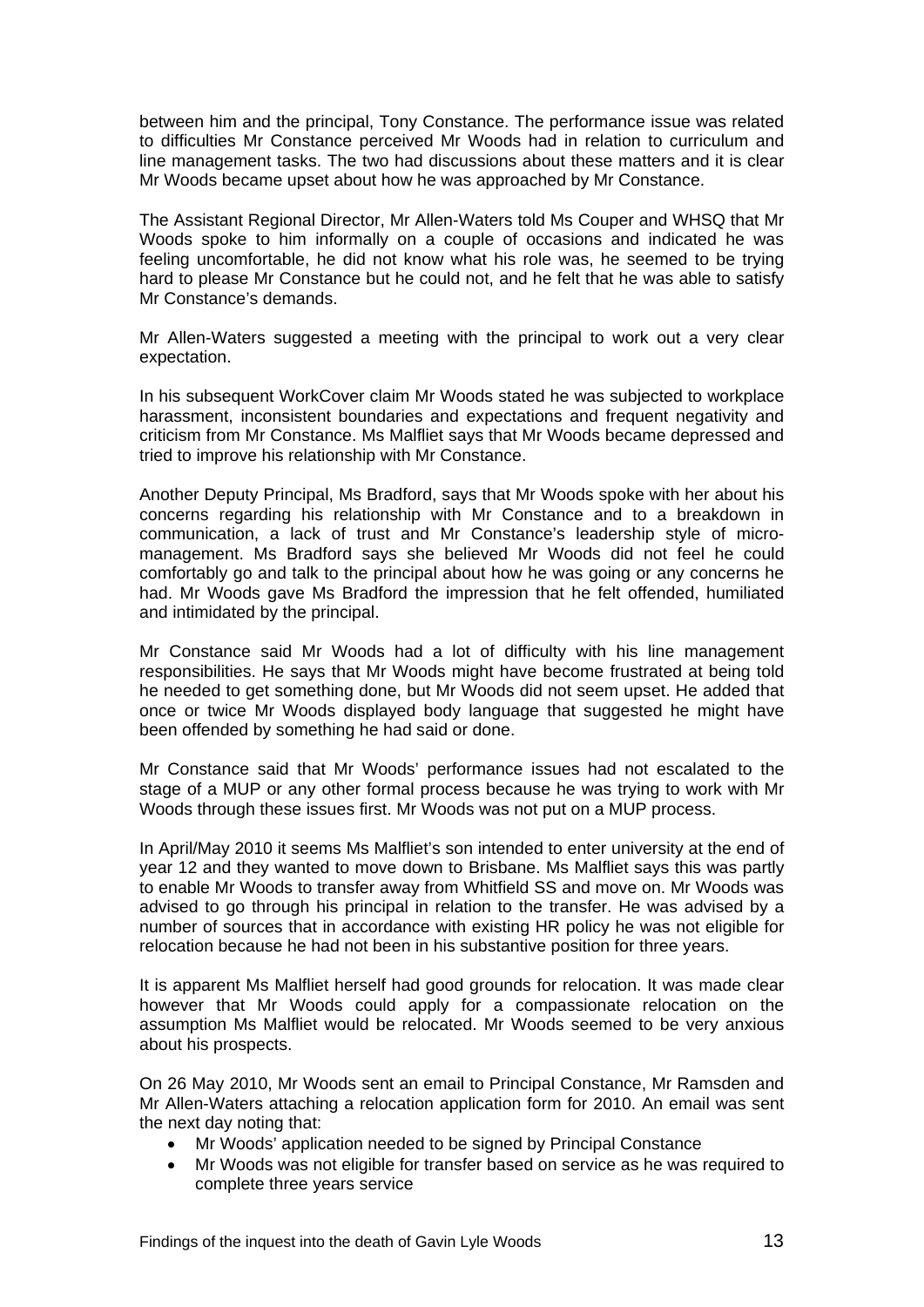between him and the principal, Tony Constance. The performance issue was related to difficulties Mr Constance perceived Mr Woods had in relation to curriculum and line management tasks. The two had discussions about these matters and it is clear Mr Woods became upset about how he was approached by Mr Constance.

The Assistant Regional Director, Mr Allen-Waters told Ms Couper and WHSQ that Mr Woods spoke to him informally on a couple of occasions and indicated he was feeling uncomfortable, he did not know what his role was, he seemed to be trying hard to please Mr Constance but he could not, and he felt that he was able to satisfy Mr Constance's demands.

Mr Allen-Waters suggested a meeting with the principal to work out a very clear expectation.

In his subsequent WorkCover claim Mr Woods stated he was subjected to workplace harassment, inconsistent boundaries and expectations and frequent negativity and criticism from Mr Constance. Ms Malfliet says that Mr Woods became depressed and tried to improve his relationship with Mr Constance.

Another Deputy Principal, Ms Bradford, says that Mr Woods spoke with her about his concerns regarding his relationship with Mr Constance and to a breakdown in communication, a lack of trust and Mr Constance's leadership style of micro-management. Ms Bradford says she believed Mr Woods did not feel he could comfortably go and talk to the principal about how he was going or any concerns he had. Mr Woods gave Ms Bradford the impression that he felt offended, humiliated and intimidated by the principal.

Mr Constance said Mr Woods had a lot of difficulty with his line management responsibilities. He says that Mr Woods might have become frustrated at being told he needed to get something done, but Mr Woods did not seem upset. He added that once or twice Mr Woods displayed body language that suggested he might have been offended by something he had said or done.

Mr Constance said that Mr Woods' performance issues had not escalated to the stage of a MUP or any other formal process because he was trying to work with Mr Woods through these issues first. Mr Woods was not put on a MUP process.

In April/May 2010 it seems Ms Malfliet's son intended to enter university at the end of year 12 and they wanted to move down to Brisbane. Ms Malfliet says this was partly to enable Mr Woods to transfer away from Whitfield SS and move on. Mr Woods was advised to go through his principal in relation to the transfer. He was advised by a number of sources that in accordance with existing HR policy he was not eligible for relocation because he had not been in his substantive position for three years.

It is apparent Ms Malfliet herself had good grounds for relocation. It was made clear however that Mr Woods could apply for a compassionate relocation on the assumption Ms Malfliet would be relocated. Mr Woods seemed to be very anxious about his prospects.

On 26 May 2010, Mr Woods sent an email to Principal Constance, Mr Ramsden and Mr Allen-Waters attaching a relocation application form for 2010. An email was sent the next day noting that:

- Mr Woods' application needed to be signed by Principal Constance
- Mr Woods was not eligible for transfer based on service as he was required to complete three years service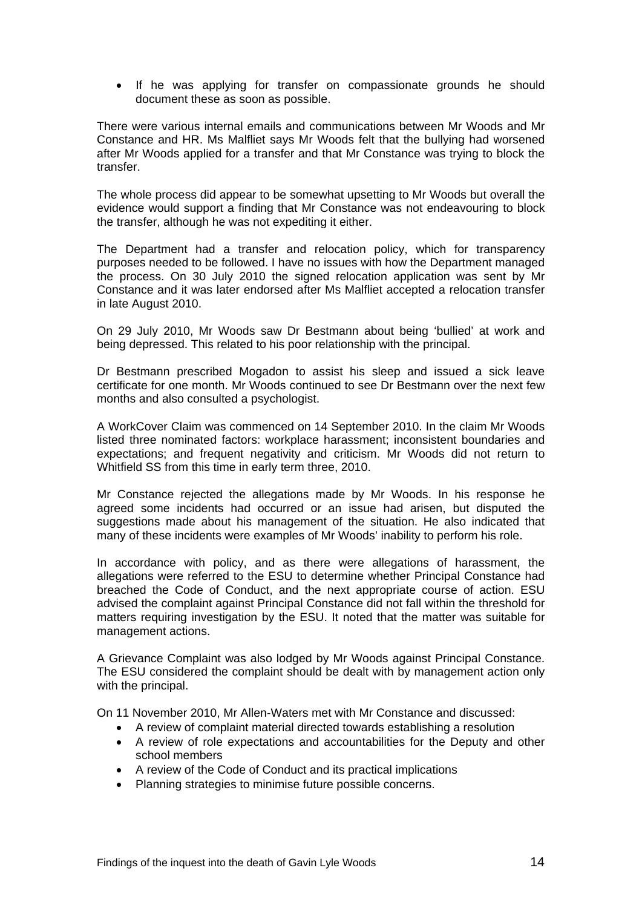- If he was applying for transfer on compassionate grounds he should document these as soon as possible.

There were various internal emails and communications between Mr Woods and Mr Constance and HR. Ms Malfliet says Mr Woods felt that the bullying had worsened after Mr Woods applied for a transfer and that Mr Constance was trying to block the transfer.

The whole process did appear to be somewhat upsetting to Mr Woods but overall the evidence would support a finding that Mr Constance was not endeavouring to block the transfer, although he was not expediting it either.

The Department had a transfer and relocation policy, which for transparency purposes needed to be followed. I have no issues with how the Department managed the process. On 30 July 2010 the signed relocation application was sent by Mr Constance and it was later endorsed after Ms Malfliet accepted a relocation transfer in late August 2010.

On 29 July 2010, Mr Woods saw Dr Bestmann about being 'bullied' at work and being depressed. This related to his poor relationship with the principal.

Dr Bestmann prescribed Mogadon to assist his sleep and issued a sick leave certificate for one month. Mr Woods continued to see Dr Bestmann over the next few months and also consulted a psychologist.

A WorkCover Claim was commenced on 14 September 2010. In the claim Mr Woods listed three nominated factors: workplace harassment; inconsistent boundaries and expectations; and frequent negativity and criticism. Mr Woods did not return to Whitfield SS from this time in early term three, 2010.

Mr Constance rejected the allegations made by Mr Woods. In his response he agreed some incidents had occurred or an issue had arisen, but disputed the suggestions made about his management of the situation. He also indicated that many of these incidents were examples of Mr Woods' inability to perform his role.

In accordance with policy, and as there were allegations of harassment, the allegations were referred to the ESU to determine whether Principal Constance had breached the Code of Conduct, and the next appropriate course of action. ESU advised the complaint against Principal Constance did not fall within the threshold for matters requiring investigation by the ESU. It noted that the matter was suitable for management actions.

A Grievance Complaint was also lodged by Mr Woods against Principal Constance. The ESU considered the complaint should be dealt with by management action only with the principal.

On 11 November 2010, Mr Allen-Waters met with Mr Constance and discussed:

- A review of complaint material directed towards establishing a resolution
- A review of role expectations and accountabilities for the Deputy and other school members
- A review of the Code of Conduct and its practical implications
- Planning strategies to minimise future possible concerns.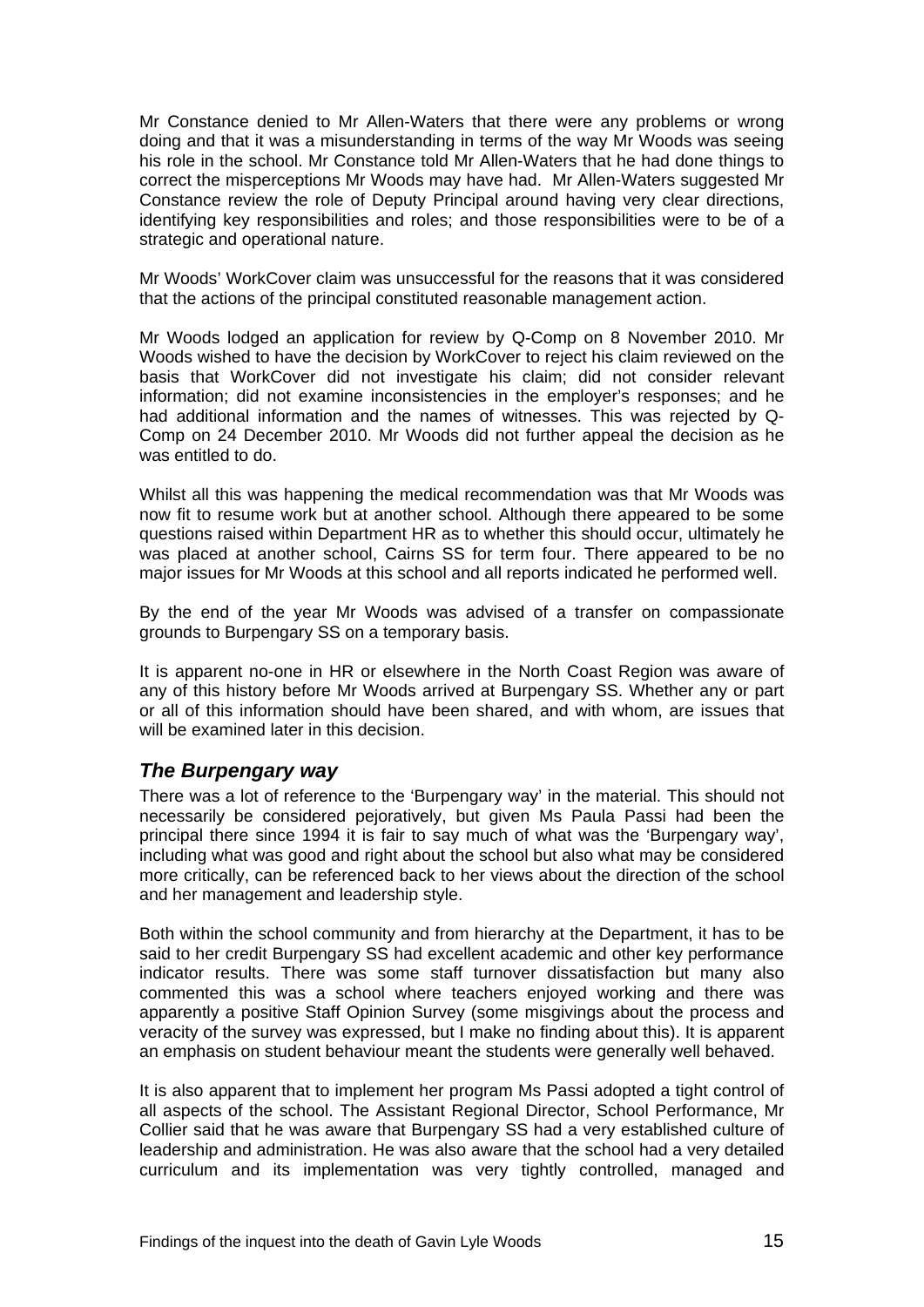Mr Constance denied to Mr Allen-Waters that there were any problems or wrong doing and that it was a misunderstanding in terms of the way Mr Woods was seeing his role in the school. Mr Constance told Mr Allen-Waters that he had done things to correct the misperceptions Mr Woods may have had. Mr Allen-Waters suggested Mr Constance review the role of Deputy Principal around having very clear directions, identifying key responsibilities and roles; and those responsibilities were to be of a strategic and operational nature.

Mr Woods' WorkCover claim was unsuccessful for the reasons that it was considered that the actions of the principal constituted reasonable management action.

Mr Woods lodged an application for review by Q-Comp on 8 November 2010. Mr Woods wished to have the decision by WorkCover to reject his claim reviewed on the basis that WorkCover did not investigate his claim; did not consider relevant information; did not examine inconsistencies in the employer's responses; and he had additional information and the names of witnesses. This was rejected by Q-Comp on 24 December 2010. Mr Woods did not further appeal the decision as he was entitled to do.

Whilst all this was happening the medical recommendation was that Mr Woods was now fit to resume work but at another school. Although there appeared to be some questions raised within Department HR as to whether this should occur, ultimately he was placed at another school, Cairns SS for term four. There appeared to be no major issues for Mr Woods at this school and all reports indicated he performed well.

By the end of the year Mr Woods was advised of a transfer on compassionate grounds to Burpengary SS on a temporary basis.

It is apparent no-one in HR or elsewhere in the North Coast Region was aware of any of this history before Mr Woods arrived at Burpengary SS. Whether any or part or all of this information should have been shared, and with whom, are issues that will be examined later in this decision.

## *The Burpengary way*

There was a lot of reference to the 'Burpengary way' in the material. This should not necessarily be considered pejoratively, but given Ms Paula Passi had been the principal there since 1994 it is fair to say much of what was the 'Burpengary way', including what was good and right about the school but also what may be considered more critically, can be referenced back to her views about the direction of the school and her management and leadership style.

Both within the school community and from hierarchy at the Department, it has to be said to her credit Burpengary SS had excellent academic and other key performance indicator results. There was some staff turnover dissatisfaction but many also commented this was a school where teachers enjoyed working and there was apparently a positive Staff Opinion Survey (some misgivings about the process and veracity of the survey was expressed, but I make no finding about this). It is apparent an emphasis on student behaviour meant the students were generally well behaved.

It is also apparent that to implement her program Ms Passi adopted a tight control of all aspects of the school. The Assistant Regional Director, School Performance, Mr Collier said that he was aware that Burpengary SS had a very established culture of leadership and administration. He was also aware that the school had a very detailed curriculum and its implementation was very tightly controlled, managed and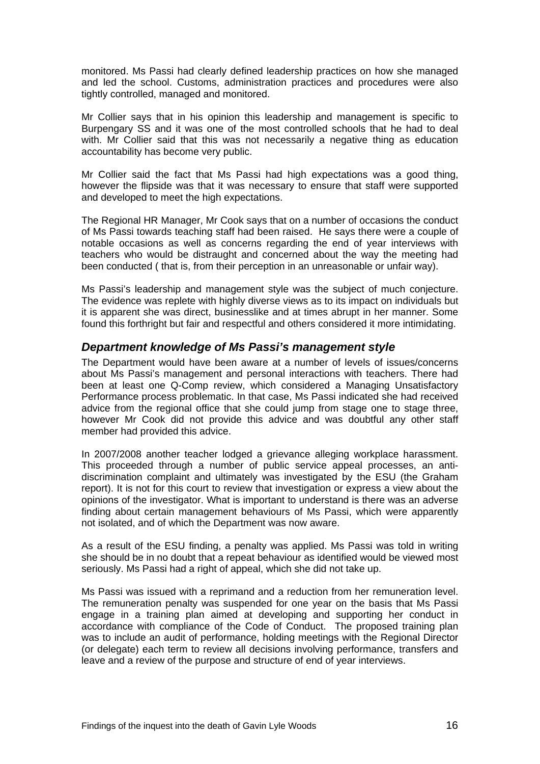monitored. Ms Passi had clearly defined leadership practices on how she managed and led the school. Customs, administration practices and procedures were also tightly controlled, managed and monitored.

Mr Collier says that in his opinion this leadership and management is specific to Burpengary SS and it was one of the most controlled schools that he had to deal with. Mr Collier said that this was not necessarily a negative thing as education accountability has become very public.

Mr Collier said the fact that Ms Passi had high expectations was a good thing, however the flipside was that it was necessary to ensure that staff were supported and developed to meet the high expectations.

The Regional HR Manager, Mr Cook says that on a number of occasions the conduct of Ms Passi towards teaching staff had been raised. He says there were a couple of notable occasions as well as concerns regarding the end of year interviews with teachers who would be distraught and concerned about the way the meeting had been conducted ( that is, from their perception in an unreasonable or unfair way).

Ms Passi's leadership and management style was the subject of much conjecture. The evidence was replete with highly diverse views as to its impact on individuals but it is apparent she was direct, businesslike and at times abrupt in her manner. Some found this forthright but fair and respectful and others considered it more intimidating.

### *Department knowledge of Ms Passi's management style*

The Department would have been aware at a number of levels of issues/concerns about Ms Passi's management and personal interactions with teachers. There had been at least one Q-Comp review, which considered a Managing Unsatisfactory Performance process problematic. In that case, Ms Passi indicated she had received advice from the regional office that she could jump from stage one to stage three, however Mr Cook did not provide this advice and was doubtful any other staff member had provided this advice.

In 2007/2008 another teacher lodged a grievance alleging workplace harassment. This proceeded through a number of public service appeal processes, an anti-discrimination complaint and ultimately was investigated by the ESU (the Graham report). It is not for this court to review that investigation or express a view about the opinions of the investigator. What is important to understand is there was an adverse finding about certain management behaviours of Ms Passi, which were apparently not isolated, and of which the Department was now aware.

As a result of the ESU finding, a penalty was applied. Ms Passi was told in writing she should be in no doubt that a repeat behaviour as identified would be viewed most seriously. Ms Passi had a right of appeal, which she did not take up.

Ms Passi was issued with a reprimand and a reduction from her remuneration level. The remuneration penalty was suspended for one year on the basis that Ms Passi engage in a training plan aimed at developing and supporting her conduct in accordance with compliance of the Code of Conduct. The proposed training plan was to include an audit of performance, holding meetings with the Regional Director (or delegate) each term to review all decisions involving performance, transfers and leave and a review of the purpose and structure of end of year interviews.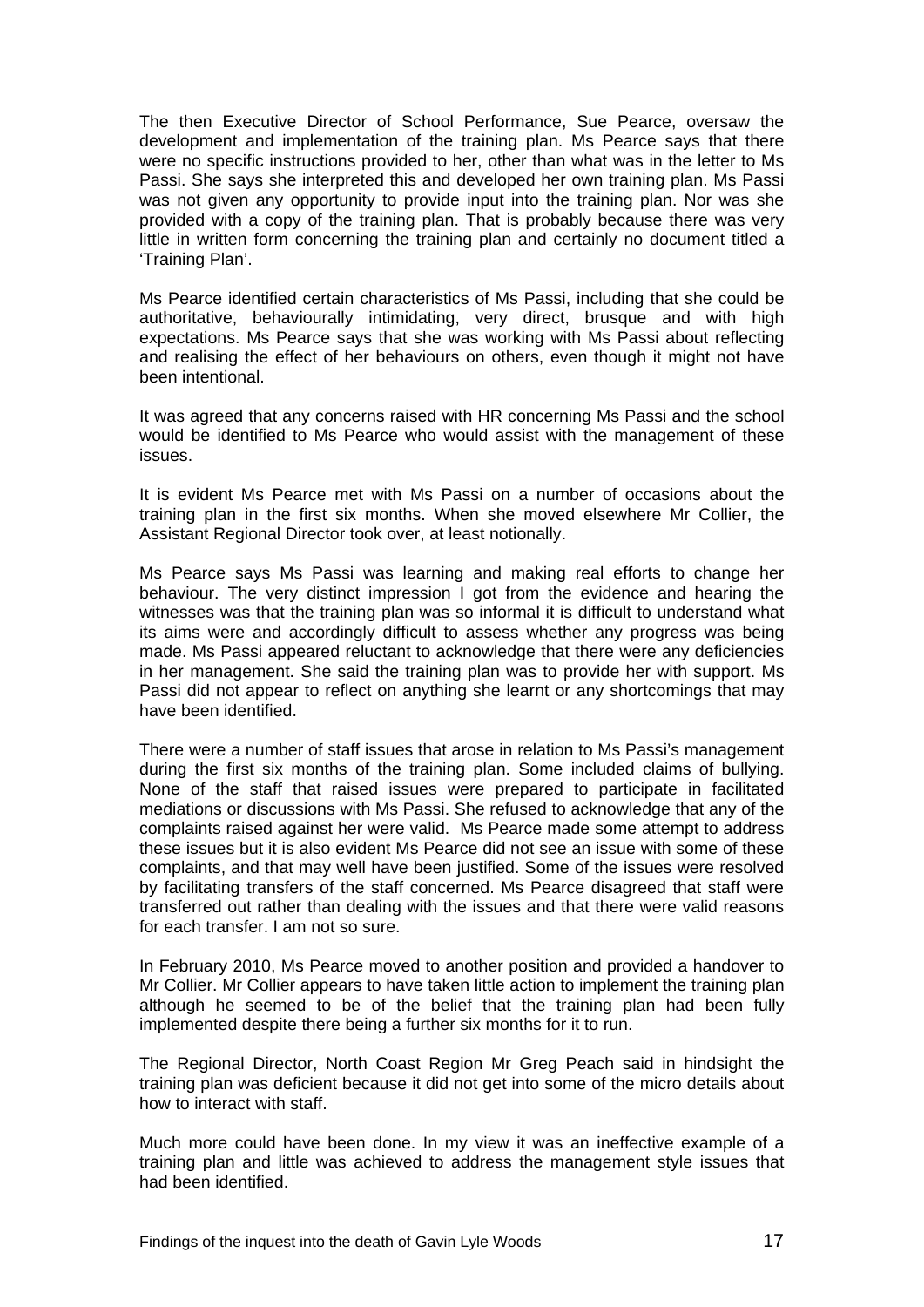The then Executive Director of School Performance, Sue Pearce, oversaw the development and implementation of the training plan. Ms Pearce says that there were no specific instructions provided to her, other than what was in the letter to Ms Passi. She says she interpreted this and developed her own training plan. Ms Passi was not given any opportunity to provide input into the training plan. Nor was she provided with a copy of the training plan. That is probably because there was very little in written form concerning the training plan and certainly no document titled a 'Training Plan'.

Ms Pearce identified certain characteristics of Ms Passi, including that she could be authoritative, behaviourally intimidating, very direct, brusque and with high expectations. Ms Pearce says that she was working with Ms Passi about reflecting and realising the effect of her behaviours on others, even though it might not have been intentional.

It was agreed that any concerns raised with HR concerning Ms Passi and the school would be identified to Ms Pearce who would assist with the management of these issues.

It is evident Ms Pearce met with Ms Passi on a number of occasions about the training plan in the first six months. When she moved elsewhere Mr Collier, the Assistant Regional Director took over, at least notionally.

Ms Pearce says Ms Passi was learning and making real efforts to change her behaviour. The very distinct impression I got from the evidence and hearing the witnesses was that the training plan was so informal it is difficult to understand what its aims were and accordingly difficult to assess whether any progress was being made. Ms Passi appeared reluctant to acknowledge that there were any deficiencies in her management. She said the training plan was to provide her with support. Ms Passi did not appear to reflect on anything she learnt or any shortcomings that may have been identified.

There were a number of staff issues that arose in relation to Ms Passi's management during the first six months of the training plan. Some included claims of bullying. None of the staff that raised issues were prepared to participate in facilitated mediations or discussions with Ms Passi. She refused to acknowledge that any of the complaints raised against her were valid. Ms Pearce made some attempt to address these issues but it is also evident Ms Pearce did not see an issue with some of these complaints, and that may well have been justified. Some of the issues were resolved by facilitating transfers of the staff concerned. Ms Pearce disagreed that staff were transferred out rather than dealing with the issues and that there were valid reasons for each transfer. I am not so sure.

In February 2010, Ms Pearce moved to another position and provided a handover to Mr Collier. Mr Collier appears to have taken little action to implement the training plan although he seemed to be of the belief that the training plan had been fully implemented despite there being a further six months for it to run.

The Regional Director, North Coast Region Mr Greg Peach said in hindsight the training plan was deficient because it did not get into some of the micro details about how to interact with staff.

Much more could have been done. In my view it was an ineffective example of a training plan and little was achieved to address the management style issues that had been identified.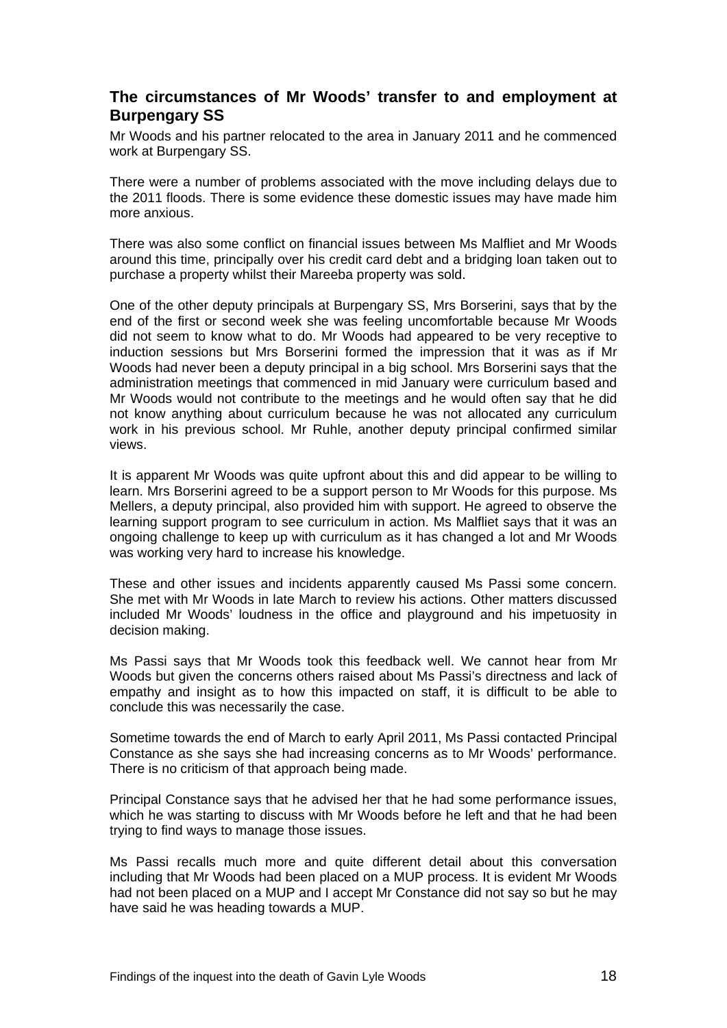## The circumstances of Mr Woods' transfer to and employment at Burpengary SS

Mr Woods and his partner relocated to the area in January 2011 and he commenced work at Burpengary SS.

There were a number of problems associated with the move including delays due to the 2011 floods. There is some evidence these domestic issues may have made him more anxious.

There was also some conflict on financial issues between Ms Malfliet and Mr Woods around this time, principally over his credit card debt and a bridging loan taken out to purchase a property whilst their Mareeba property was sold.

One of the other deputy principals at Burpengary SS, Mrs Borserini, says that by the end of the first or second week she was feeling uncomfortable because Mr Woods did not seem to know what to do. Mr Woods had appeared to be very receptive to induction sessions but Mrs Borserini formed the impression that it was as if Mr Woods had never been a deputy principal in a big school. Mrs Borserini says that the administration meetings that commenced in mid January were curriculum based and Mr Woods would not contribute to the meetings and he would often say that he did not know anything about curriculum because he was not allocated any curriculum work in his previous school. Mr Ruhle, another deputy principal confirmed similar views.

It is apparent Mr Woods was quite upfront about this and did appear to be willing to learn. Mrs Borserini agreed to be a support person to Mr Woods for this purpose. Ms Mellers, a deputy principal, also provided him with support. He agreed to observe the learning support program to see curriculum in action. Ms Malfliet says that it was an ongoing challenge to keep up with curriculum as it has changed a lot and Mr Woods was working very hard to increase his knowledge.

These and other issues and incidents apparently caused Ms Passi some concern. She met with Mr Woods in late March to review his actions. Other matters discussed included Mr Woods' loudness in the office and playground and his impetuosity in decision making.

Ms Passi says that Mr Woods took this feedback well. We cannot hear from Mr Woods but given the concerns others raised about Ms Passi's directness and lack of empathy and insight as to how this impacted on staff, it is difficult to be able to conclude this was necessarily the case.

Sometime towards the end of March to early April 2011, Ms Passi contacted Principal Constance as she says she had increasing concerns as to Mr Woods' performance. There is no criticism of that approach being made.

Principal Constance says that he advised her that he had some performance issues, which he was starting to discuss with Mr Woods before he left and that he had been trying to find ways to manage those issues.

Ms Passi recalls much more and quite different detail about this conversation including that Mr Woods had been placed on a MUP process. It is evident Mr Woods had not been placed on a MUP and I accept Mr Constance did not say so but he may have said he was heading towards a MUP.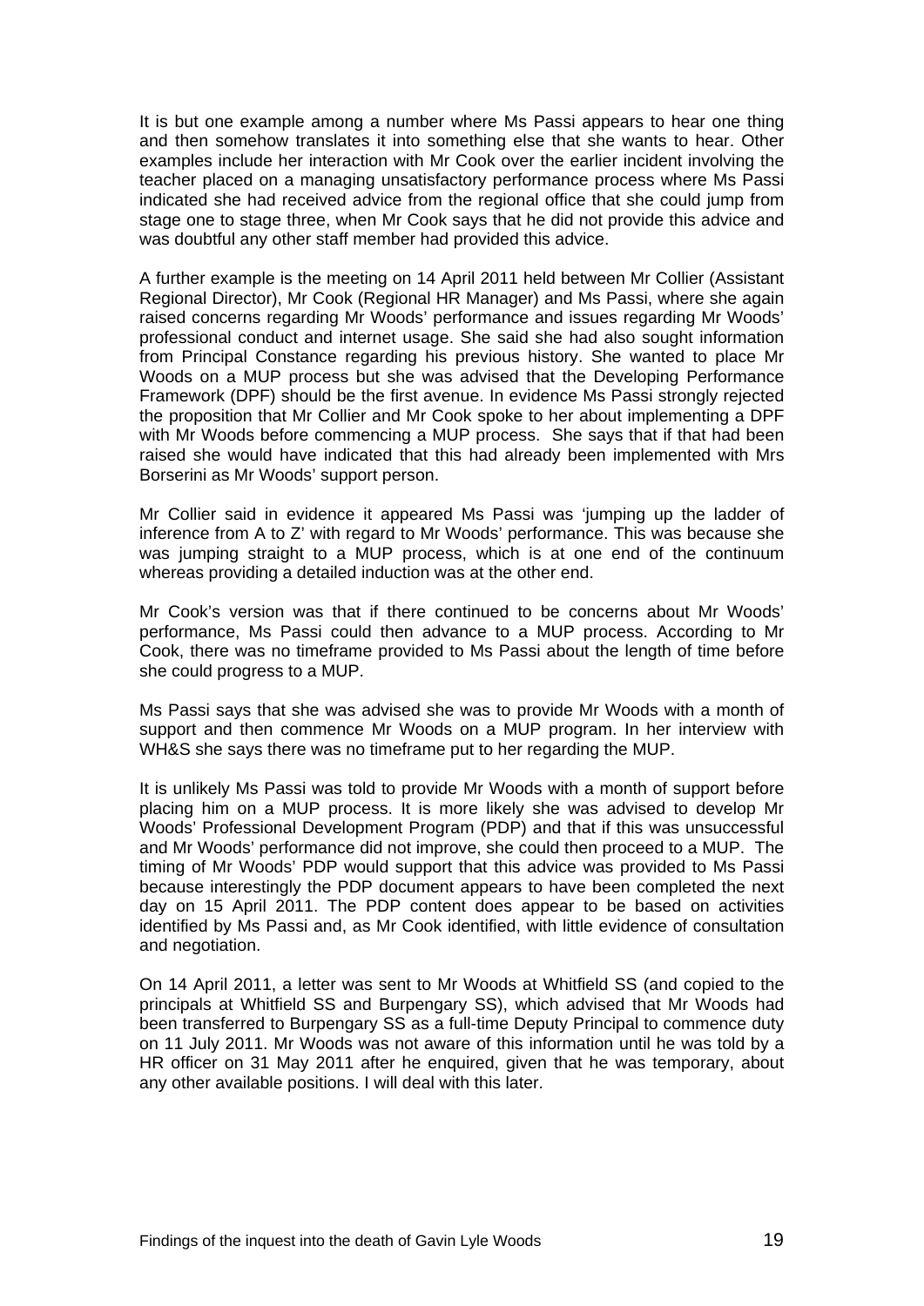It is but one example among a number where Ms Passi appears to hear one thing and then somehow translates it into something else that she wants to hear. Other examples include her interaction with Mr Cook over the earlier incident involving the teacher placed on a managing unsatisfactory performance process where Ms Passi indicated she had received advice from the regional office that she could jump from stage one to stage three, when Mr Cook says that he did not provide this advice and was doubtful any other staff member had provided this advice.

A further example is the meeting on 14 April 2011 held between Mr Collier (Assistant Regional Director), Mr Cook (Regional HR Manager) and Ms Passi, where she again raised concerns regarding Mr Woods' performance and issues regarding Mr Woods' professional conduct and internet usage. She said she had also sought information from Principal Constance regarding his previous history. She wanted to place Mr Woods on a MUP process but she was advised that the Developing Performance Framework (DPF) should be the first avenue. In evidence Ms Passi strongly rejected the proposition that Mr Collier and Mr Cook spoke to her about implementing a DPF with Mr Woods before commencing a MUP process. She says that if that had been raised she would have indicated that this had already been implemented with Mrs Borserini as Mr Woods' support person.

Mr Collier said in evidence it appeared Ms Passi was 'jumping up the ladder of inference from A to Z' with regard to Mr Woods' performance. This was because she was jumping straight to a MUP process, which is at one end of the continuum whereas providing a detailed induction was at the other end.

Mr Cook's version was that if there continued to be concerns about Mr Woods' performance, Ms Passi could then advance to a MUP process. According to Mr Cook, there was no timeframe provided to Ms Passi about the length of time before she could progress to a MUP.

Ms Passi says that she was advised she was to provide Mr Woods with a month of support and then commence Mr Woods on a MUP program. In her interview with WH&S she says there was no timeframe put to her regarding the MUP.

It is unlikely Ms Passi was told to provide Mr Woods with a month of support before placing him on a MUP process. It is more likely she was advised to develop Mr Woods' Professional Development Program (PDP) and that if this was unsuccessful and Mr Woods' performance did not improve, she could then proceed to a MUP. The timing of Mr Woods' PDP would support that this advice was provided to Ms Passi because interestingly the PDP document appears to have been completed the next day on 15 April 2011. The PDP content does appear to be based on activities identified by Ms Passi and, as Mr Cook identified, with little evidence of consultation and negotiation.

On 14 April 2011, a letter was sent to Mr Woods at Whitfield SS (and copied to the principals at Whitfield SS and Burpengary SS), which advised that Mr Woods had been transferred to Burpengary SS as a full-time Deputy Principal to commence duty on 11 July 2011. Mr Woods was not aware of this information until he was told by a HR officer on 31 May 2011 after he enquired, given that he was temporary, about any other available positions. I will deal with this later.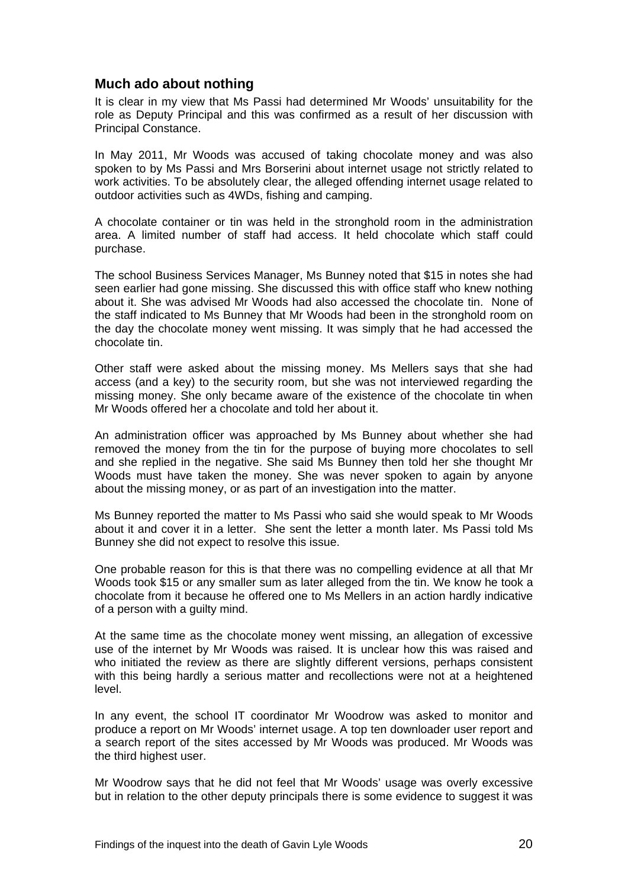## Much ado about nothing

It is clear in my view that Ms Passi had determined Mr Woods' unsuitability for the role as Deputy Principal and this was confirmed as a result of her discussion with Principal Constance.

In May 2011, Mr Woods was accused of taking chocolate money and was also spoken to by Ms Passi and Mrs Borserini about internet usage not strictly related to work activities. To be absolutely clear, the alleged offending internet usage related to outdoor activities such as 4WDs, fishing and camping.

A chocolate container or tin was held in the stronghold room in the administration area. A limited number of staff had access. It held chocolate which staff could purchase.

The school Business Services Manager, Ms Bunney noted that $15 in notes she had seen earlier had gone missing. She discussed this with office staff who knew nothing about it. She was advised Mr Woods had also accessed the chocolate tin. None of the staff indicated to Ms Bunney that Mr Woods had been in the stronghold room on the day the chocolate money went missing. It was simply that he had accessed the chocolate tin.

Other staff were asked about the missing money. Ms Mellers says that she had access (and a key) to the security room, but she was not interviewed regarding the missing money. She only became aware of the existence of the chocolate tin when Mr Woods offered her a chocolate and told her about it.

An administration officer was approached by Ms Bunney about whether she had removed the money from the tin for the purpose of buying more chocolates to sell and she replied in the negative. She said Ms Bunney then told her she thought Mr Woods must have taken the money. She was never spoken to again by anyone about the missing money, or as part of an investigation into the matter.

Ms Bunney reported the matter to Ms Passi who said she would speak to Mr Woods about it and cover it in a letter. She sent the letter a month later. Ms Passi told Ms Bunney she did not expect to resolve this issue.

One probable reason for this is that there was no compelling evidence at all that Mr Woods took $15 or any smaller sum as later alleged from the tin. We know he took a chocolate from it because he offered one to Ms Mellers in an action hardly indicative of a person with a guilty mind.

At the same time as the chocolate money went missing, an allegation of excessive use of the internet by Mr Woods was raised. It is unclear how this was raised and who initiated the review as there are slightly different versions, perhaps consistent with this being hardly a serious matter and recollections were not at a heightened level.

In any event, the school IT coordinator Mr Woodrow was asked to monitor and produce a report on Mr Woods' internet usage. A top ten downloader user report and a search report of the sites accessed by Mr Woods was produced. Mr Woods was the third highest user.

Mr Woodrow says that he did not feel that Mr Woods' usage was overly excessive but in relation to the other deputy principals there is some evidence to suggest it was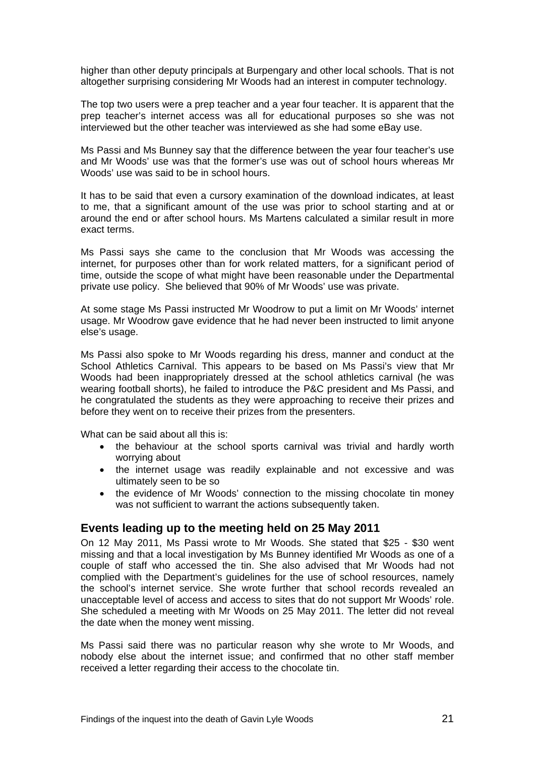higher than other deputy principals at Burpengary and other local schools. That is not altogether surprising considering Mr Woods had an interest in computer technology.

The top two users were a prep teacher and a year four teacher. It is apparent that the prep teacher's internet access was all for educational purposes so she was not interviewed but the other teacher was interviewed as she had some eBay use.

Ms Passi and Ms Bunney say that the difference between the year four teacher's use and Mr Woods' use was that the former's use was out of school hours whereas Mr Woods' use was said to be in school hours.

It has to be said that even a cursory examination of the download indicates, at least to me, that a significant amount of the use was prior to school starting and at or around the end or after school hours. Ms Martens calculated a similar result in more exact terms.

Ms Passi says she came to the conclusion that Mr Woods was accessing the internet, for purposes other than for work related matters, for a significant period of time, outside the scope of what might have been reasonable under the Departmental private use policy. She believed that 90% of Mr Woods' use was private.

At some stage Ms Passi instructed Mr Woodrow to put a limit on Mr Woods' internet usage. Mr Woodrow gave evidence that he had never been instructed to limit anyone else's usage.

Ms Passi also spoke to Mr Woods regarding his dress, manner and conduct at the School Athletics Carnival. This appears to be based on Ms Passi's view that Mr Woods had been inappropriately dressed at the school athletics carnival (he was wearing football shorts), he failed to introduce the P&C president and Ms Passi, and he congratulated the students as they were approaching to receive their prizes and before they went on to receive their prizes from the presenters.

What can be said about all this is:

- the behaviour at the school sports carnival was trivial and hardly worth worrying about
- the internet usage was readily explainable and not excessive and was ultimately seen to be so
- the evidence of Mr Woods' connection to the missing chocolate tin money was not sufficient to warrant the actions subsequently taken.

## Events leading up to the meeting held on 25 May 2011

On 12 May 2011, Ms Passi wrote to Mr Woods. She stated that $25 - $30 went missing and that a local investigation by Ms Bunney identified Mr Woods as one of a couple of staff who accessed the tin. She also advised that Mr Woods had not complied with the Department's guidelines for the use of school resources, namely the school's internet service. She wrote further that school records revealed an unacceptable level of access and access to sites that do not support Mr Woods' role. She scheduled a meeting with Mr Woods on 25 May 2011. The letter did not reveal the date when the money went missing.

Ms Passi said there was no particular reason why she wrote to Mr Woods, and nobody else about the internet issue; and confirmed that no other staff member received a letter regarding their access to the chocolate tin.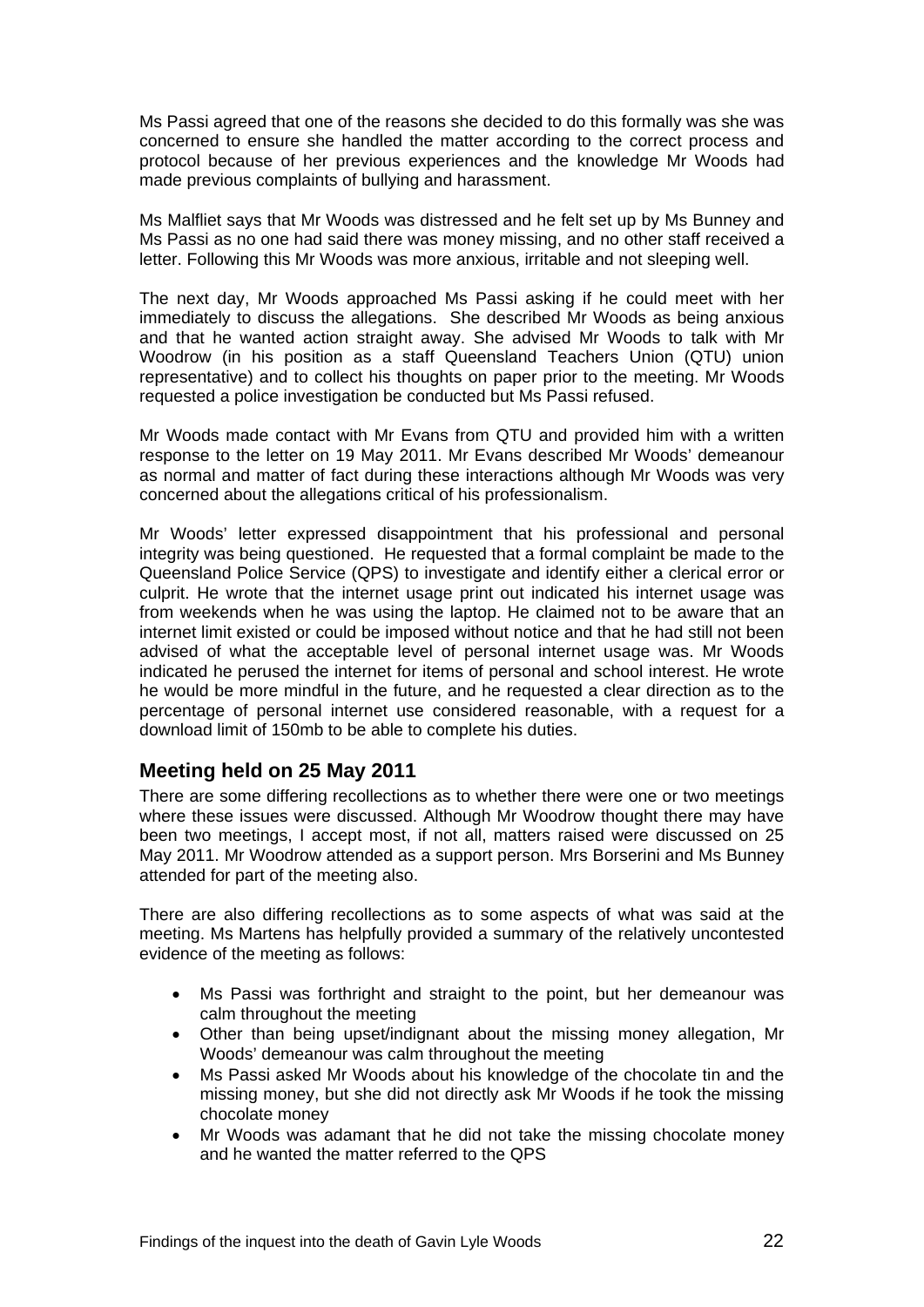Ms Passi agreed that one of the reasons she decided to do this formally was she was concerned to ensure she handled the matter according to the correct process and protocol because of her previous experiences and the knowledge Mr Woods had made previous complaints of bullying and harassment.

Ms Malfliet says that Mr Woods was distressed and he felt set up by Ms Bunney and Ms Passi as no one had said there was money missing, and no other staff received a letter. Following this Mr Woods was more anxious, irritable and not sleeping well.

The next day, Mr Woods approached Ms Passi asking if he could meet with her immediately to discuss the allegations. She described Mr Woods as being anxious and that he wanted action straight away. She advised Mr Woods to talk with Mr Woodrow (in his position as a staff Queensland Teachers Union (QTU) union representative) and to collect his thoughts on paper prior to the meeting. Mr Woods requested a police investigation be conducted but Ms Passi refused.

Mr Woods made contact with Mr Evans from QTU and provided him with a written response to the letter on 19 May 2011. Mr Evans described Mr Woods' demeanour as normal and matter of fact during these interactions although Mr Woods was very concerned about the allegations critical of his professionalism.

Mr Woods' letter expressed disappointment that his professional and personal integrity was being questioned. He requested that a formal complaint be made to the Queensland Police Service (QPS) to investigate and identify either a clerical error or culprit. He wrote that the internet usage print out indicated his internet usage was from weekends when he was using the laptop. He claimed not to be aware that an internet limit existed or could be imposed without notice and that he had still not been advised of what the acceptable level of personal internet usage was. Mr Woods indicated he perused the internet for items of personal and school interest. He wrote he would be more mindful in the future, and he requested a clear direction as to the percentage of personal internet use considered reasonable, with a request for a download limit of 150mb to be able to complete his duties.

## Meeting held on 25 May 2011

There are some differing recollections as to whether there were one or two meetings where these issues were discussed. Although Mr Woodrow thought there may have been two meetings, I accept most, if not all, matters raised were discussed on 25 May 2011. Mr Woodrow attended as a support person. Mrs Borserini and Ms Bunney attended for part of the meeting also.

There are also differing recollections as to some aspects of what was said at the meeting. Ms Martens has helpfully provided a summary of the relatively uncontested evidence of the meeting as follows:

- Ms Passi was forthright and straight to the point, but her demeanour was calm throughout the meeting
- Other than being upset/indignant about the missing money allegation, Mr Woods' demeanour was calm throughout the meeting
- Ms Passi asked Mr Woods about his knowledge of the chocolate tin and the missing money, but she did not directly ask Mr Woods if he took the missing chocolate money
- Mr Woods was adamant that he did not take the missing chocolate money and he wanted the matter referred to the QPS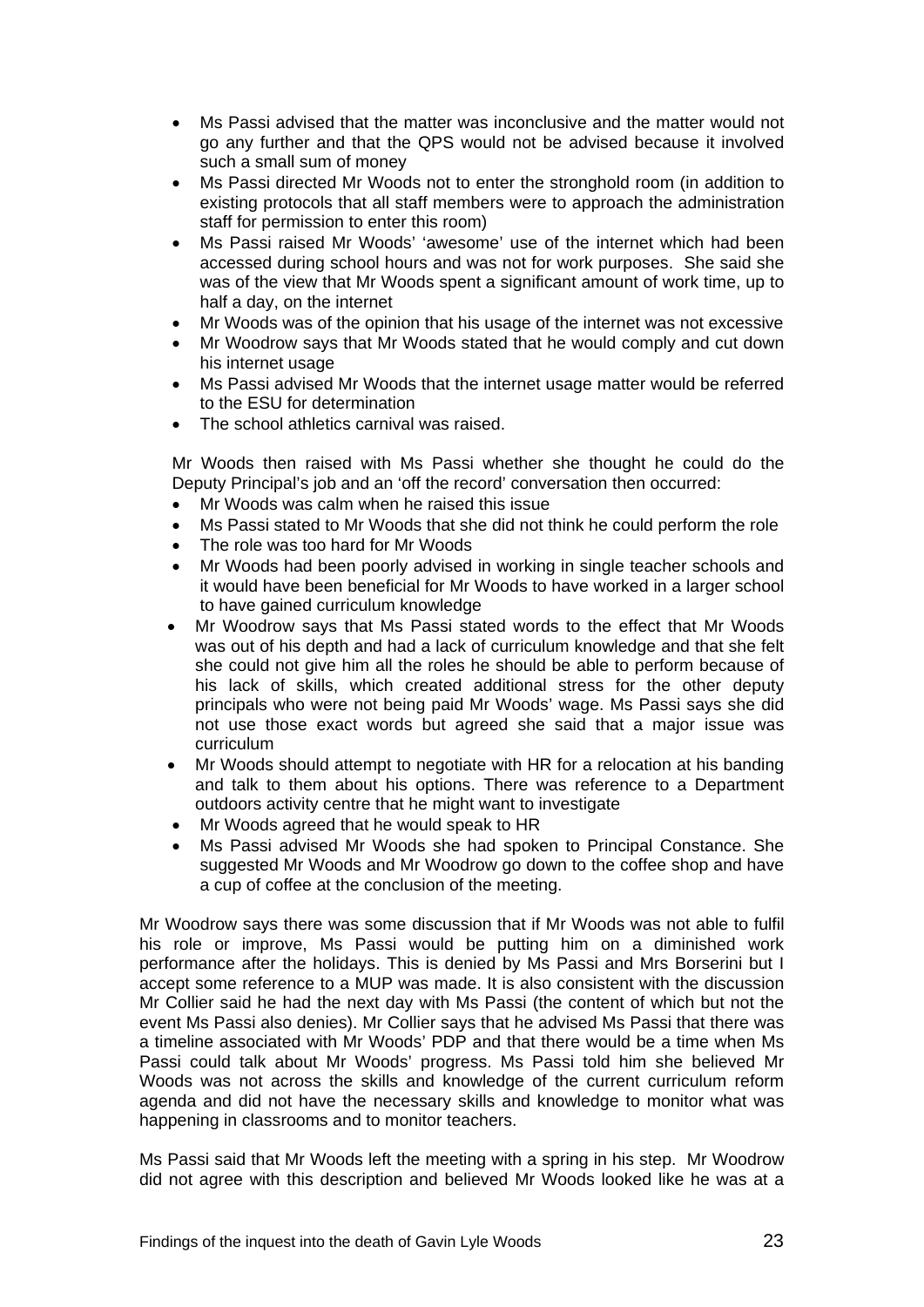- Ms Passi advised that the matter was inconclusive and the matter would not go any further and that the QPS would not be advised because it involved such a small sum of money
- Ms Passi directed Mr Woods not to enter the stronghold room (in addition to existing protocols that all staff members were to approach the administration staff for permission to enter this room)
- Ms Passi raised Mr Woods' 'awesome' use of the internet which had been accessed during school hours and was not for work purposes. She said she was of the view that Mr Woods spent a significant amount of work time, up to half a day, on the internet
- Mr Woods was of the opinion that his usage of the internet was not excessive
- Mr Woodrow says that Mr Woods stated that he would comply and cut down his internet usage
- Ms Passi advised Mr Woods that the internet usage matter would be referred to the ESU for determination
- The school athletics carnival was raised.

Mr Woods then raised with Ms Passi whether she thought he could do the Deputy Principal's job and an 'off the record' conversation then occurred:

- Mr Woods was calm when he raised this issue
- Ms Passi stated to Mr Woods that she did not think he could perform the role
- The role was too hard for Mr Woods
- Mr Woods had been poorly advised in working in single teacher schools and it would have been beneficial for Mr Woods to have worked in a larger school to have gained curriculum knowledge
- Mr Woodrow says that Ms Passi stated words to the effect that Mr Woods was out of his depth and had a lack of curriculum knowledge and that she felt she could not give him all the roles he should be able to perform because of his lack of skills, which created additional stress for the other deputy principals who were not being paid Mr Woods' wage. Ms Passi says she did not use those exact words but agreed she said that a major issue was curriculum
- Mr Woods should attempt to negotiate with HR for a relocation at his banding and talk to them about his options. There was reference to a Department outdoors activity centre that he might want to investigate
- Mr Woods agreed that he would speak to HR
- Ms Passi advised Mr Woods she had spoken to Principal Constance. She suggested Mr Woods and Mr Woodrow go down to the coffee shop and have a cup of coffee at the conclusion of the meeting.

Mr Woodrow says there was some discussion that if Mr Woods was not able to fulfil his role or improve, Ms Passi would be putting him on a diminished work performance after the holidays. This is denied by Ms Passi and Mrs Borserini but I accept some reference to a MUP was made. It is also consistent with the discussion Mr Collier said he had the next day with Ms Passi (the content of which but not the event Ms Passi also denies). Mr Collier says that he advised Ms Passi that there was a timeline associated with Mr Woods' PDP and that there would be a time when Ms Passi could talk about Mr Woods' progress. Ms Passi told him she believed Mr Woods was not across the skills and knowledge of the current curriculum reform agenda and did not have the necessary skills and knowledge to monitor what was happening in classrooms and to monitor teachers.

Ms Passi said that Mr Woods left the meeting with a spring in his step. Mr Woodrow did not agree with this description and believed Mr Woods looked like he was at a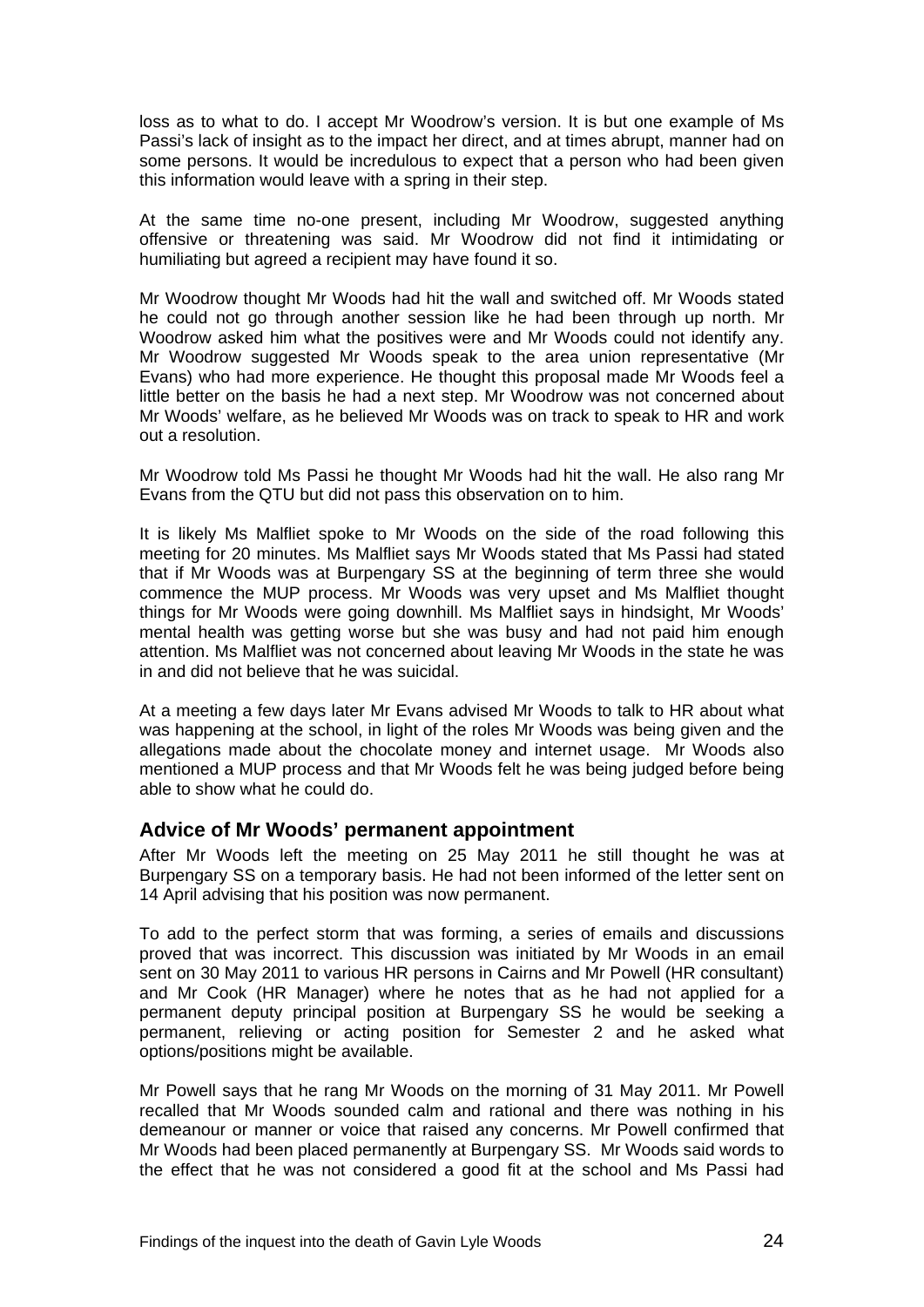loss as to what to do. I accept Mr Woodrow's version. It is but one example of Ms Passi's lack of insight as to the impact her direct, and at times abrupt, manner had on some persons. It would be incredulous to expect that a person who had been given this information would leave with a spring in their step.

At the same time no-one present, including Mr Woodrow, suggested anything offensive or threatening was said. Mr Woodrow did not find it intimidating or humiliating but agreed a recipient may have found it so.

Mr Woodrow thought Mr Woods had hit the wall and switched off. Mr Woods stated he could not go through another session like he had been through up north. Mr Woodrow asked him what the positives were and Mr Woods could not identify any. Mr Woodrow suggested Mr Woods speak to the area union representative (Mr Evans) who had more experience. He thought this proposal made Mr Woods feel a little better on the basis he had a next step. Mr Woodrow was not concerned about Mr Woods' welfare, as he believed Mr Woods was on track to speak to HR and work out a resolution.

Mr Woodrow told Ms Passi he thought Mr Woods had hit the wall. He also rang Mr Evans from the QTU but did not pass this observation on to him.

It is likely Ms Malfliet spoke to Mr Woods on the side of the road following this meeting for 20 minutes. Ms Malfliet says Mr Woods stated that Ms Passi had stated that if Mr Woods was at Burpengary SS at the beginning of term three she would commence the MUP process. Mr Woods was very upset and Ms Malfliet thought things for Mr Woods were going downhill. Ms Malfliet says in hindsight, Mr Woods' mental health was getting worse but she was busy and had not paid him enough attention. Ms Malfliet was not concerned about leaving Mr Woods in the state he was in and did not believe that he was suicidal.

At a meeting a few days later Mr Evans advised Mr Woods to talk to HR about what was happening at the school, in light of the roles Mr Woods was being given and the allegations made about the chocolate money and internet usage. Mr Woods also mentioned a MUP process and that Mr Woods felt he was being judged before being able to show what he could do.

## Advice of Mr Woods' permanent appointment

After Mr Woods left the meeting on 25 May 2011 he still thought he was at Burpengary SS on a temporary basis. He had not been informed of the letter sent on 14 April advising that his position was now permanent.

To add to the perfect storm that was forming, a series of emails and discussions proved that was incorrect. This discussion was initiated by Mr Woods in an email sent on 30 May 2011 to various HR persons in Cairns and Mr Powell (HR consultant) and Mr Cook (HR Manager) where he notes that as he had not applied for a permanent deputy principal position at Burpengary SS he would be seeking a permanent, relieving or acting position for Semester 2 and he asked what options/positions might be available.

Mr Powell says that he rang Mr Woods on the morning of 31 May 2011. Mr Powell recalled that Mr Woods sounded calm and rational and there was nothing in his demeanour or manner or voice that raised any concerns. Mr Powell confirmed that Mr Woods had been placed permanently at Burpengary SS. Mr Woods said words to the effect that he was not considered a good fit at the school and Ms Passi had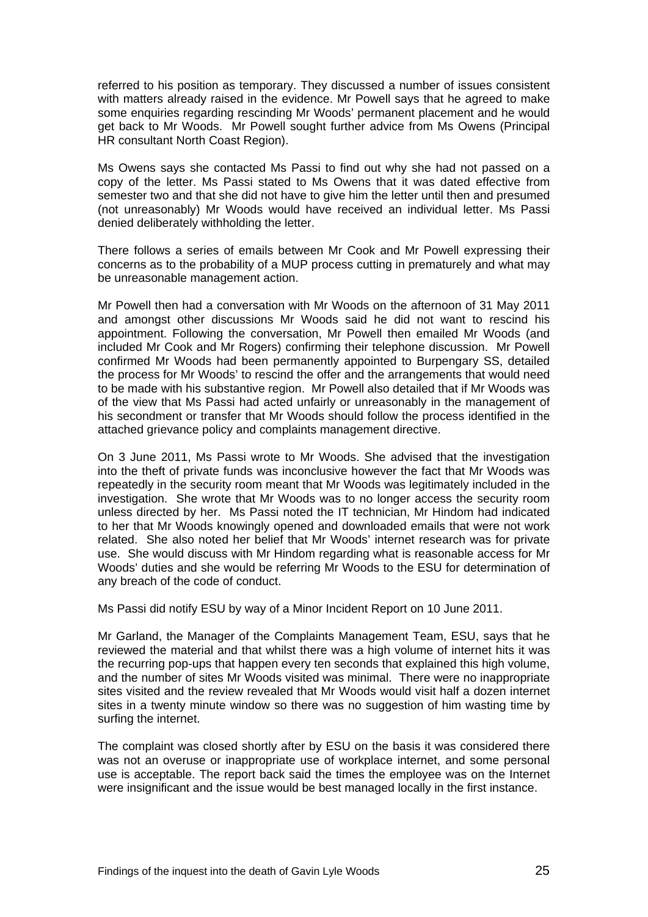referred to his position as temporary. They discussed a number of issues consistent with matters already raised in the evidence. Mr Powell says that he agreed to make some enquiries regarding rescinding Mr Woods' permanent placement and he would get back to Mr Woods. Mr Powell sought further advice from Ms Owens (Principal HR consultant North Coast Region).

Ms Owens says she contacted Ms Passi to find out why she had not passed on a copy of the letter. Ms Passi stated to Ms Owens that it was dated effective from semester two and that she did not have to give him the letter until then and presumed (not unreasonably) Mr Woods would have received an individual letter. Ms Passi denied deliberately withholding the letter.

There follows a series of emails between Mr Cook and Mr Powell expressing their concerns as to the probability of a MUP process cutting in prematurely and what may be unreasonable management action.

Mr Powell then had a conversation with Mr Woods on the afternoon of 31 May 2011 and amongst other discussions Mr Woods said he did not want to rescind his appointment. Following the conversation, Mr Powell then emailed Mr Woods (and included Mr Cook and Mr Rogers) confirming their telephone discussion. Mr Powell confirmed Mr Woods had been permanently appointed to Burpengary SS, detailed the process for Mr Woods' to rescind the offer and the arrangements that would need to be made with his substantive region. Mr Powell also detailed that if Mr Woods was of the view that Ms Passi had acted unfairly or unreasonably in the management of his secondment or transfer that Mr Woods should follow the process identified in the attached grievance policy and complaints management directive.

On 3 June 2011, Ms Passi wrote to Mr Woods. She advised that the investigation into the theft of private funds was inconclusive however the fact that Mr Woods was repeatedly in the security room meant that Mr Woods was legitimately included in the investigation. She wrote that Mr Woods was to no longer access the security room unless directed by her. Ms Passi noted the IT technician, Mr Hindom had indicated to her that Mr Woods knowingly opened and downloaded emails that were not work related. She also noted her belief that Mr Woods' internet research was for private use. She would discuss with Mr Hindom regarding what is reasonable access for Mr Woods' duties and she would be referring Mr Woods to the ESU for determination of any breach of the code of conduct.

Ms Passi did notify ESU by way of a Minor Incident Report on 10 June 2011.

Mr Garland, the Manager of the Complaints Management Team, ESU, says that he reviewed the material and that whilst there was a high volume of internet hits it was the recurring pop-ups that happen every ten seconds that explained this high volume, and the number of sites Mr Woods visited was minimal. There were no inappropriate sites visited and the review revealed that Mr Woods would visit half a dozen internet sites in a twenty minute window so there was no suggestion of him wasting time by surfing the internet.

The complaint was closed shortly after by ESU on the basis it was considered there was not an overuse or inappropriate use of workplace internet, and some personal use is acceptable. The report back said the times the employee was on the Internet were insignificant and the issue would be best managed locally in the first instance.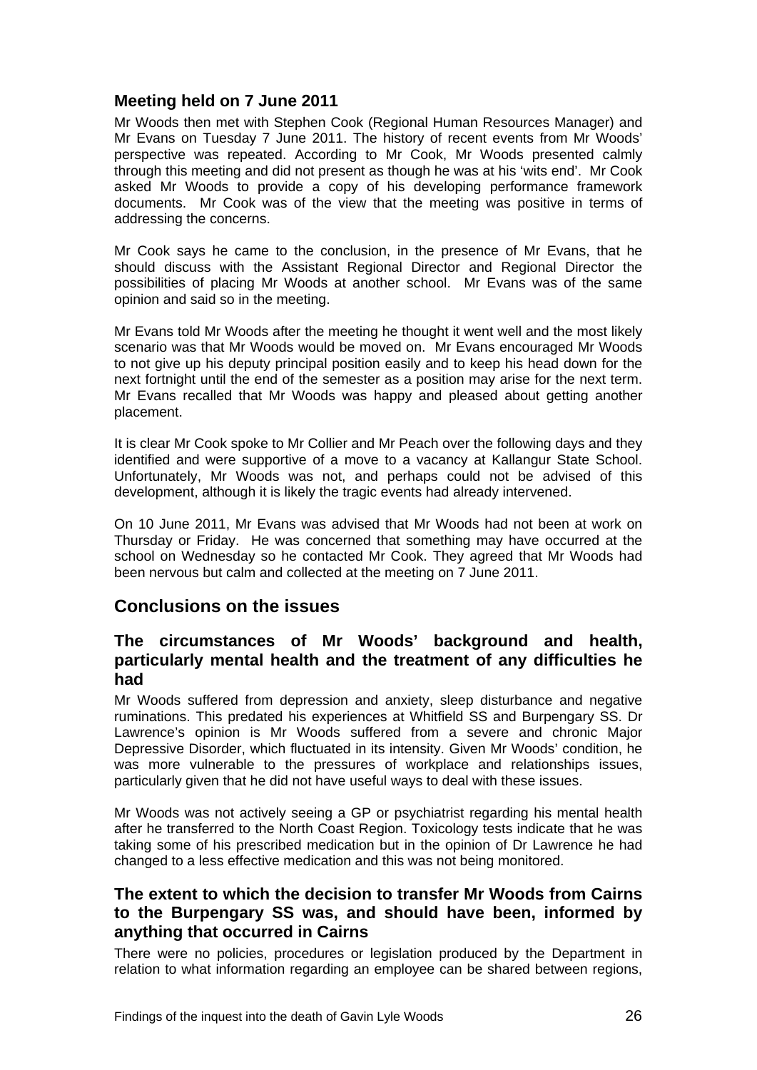## Meeting held on 7 June 2011

Mr Woods then met with Stephen Cook (Regional Human Resources Manager) and Mr Evans on Tuesday 7 June 2011. The history of recent events from Mr Woods' perspective was repeated. According to Mr Cook, Mr Woods presented calmly through this meeting and did not present as though he was at his 'wits end'. Mr Cook asked Mr Woods to provide a copy of his developing performance framework documents. Mr Cook was of the view that the meeting was positive in terms of addressing the concerns.

Mr Cook says he came to the conclusion, in the presence of Mr Evans, that he should discuss with the Assistant Regional Director and Regional Director the possibilities of placing Mr Woods at another school. Mr Evans was of the same opinion and said so in the meeting.

Mr Evans told Mr Woods after the meeting he thought it went well and the most likely scenario was that Mr Woods would be moved on. Mr Evans encouraged Mr Woods to not give up his deputy principal position easily and to keep his head down for the next fortnight until the end of the semester as a position may arise for the next term. Mr Evans recalled that Mr Woods was happy and pleased about getting another placement.

It is clear Mr Cook spoke to Mr Collier and Mr Peach over the following days and they identified and were supportive of a move to a vacancy at Kallangur State School. Unfortunately, Mr Woods was not, and perhaps could not be advised of this development, although it is likely the tragic events had already intervened.

On 10 June 2011, Mr Evans was advised that Mr Woods had not been at work on Thursday or Friday. He was concerned that something may have occurred at the school on Wednesday so he contacted Mr Cook. They agreed that Mr Woods had been nervous but calm and collected at the meeting on 7 June 2011.

# Conclusions on the issues

## The circumstances of Mr Woods' background and health, particularly mental health and the treatment of any difficulties he had

Mr Woods suffered from depression and anxiety, sleep disturbance and negative ruminations. This predated his experiences at Whitfield SS and Burpengary SS. Dr Lawrence's opinion is Mr Woods suffered from a severe and chronic Major Depressive Disorder, which fluctuated in its intensity. Given Mr Woods' condition, he was more vulnerable to the pressures of workplace and relationships issues, particularly given that he did not have useful ways to deal with these issues.

Mr Woods was not actively seeing a GP or psychiatrist regarding his mental health after he transferred to the North Coast Region. Toxicology tests indicate that he was taking some of his prescribed medication but in the opinion of Dr Lawrence he had changed to a less effective medication and this was not being monitored.

## The extent to which the decision to transfer Mr Woods from Cairns to the Burpengary SS was, and should have been, informed by anything that occurred in Cairns

There were no policies, procedures or legislation produced by the Department in relation to what information regarding an employee can be shared between regions,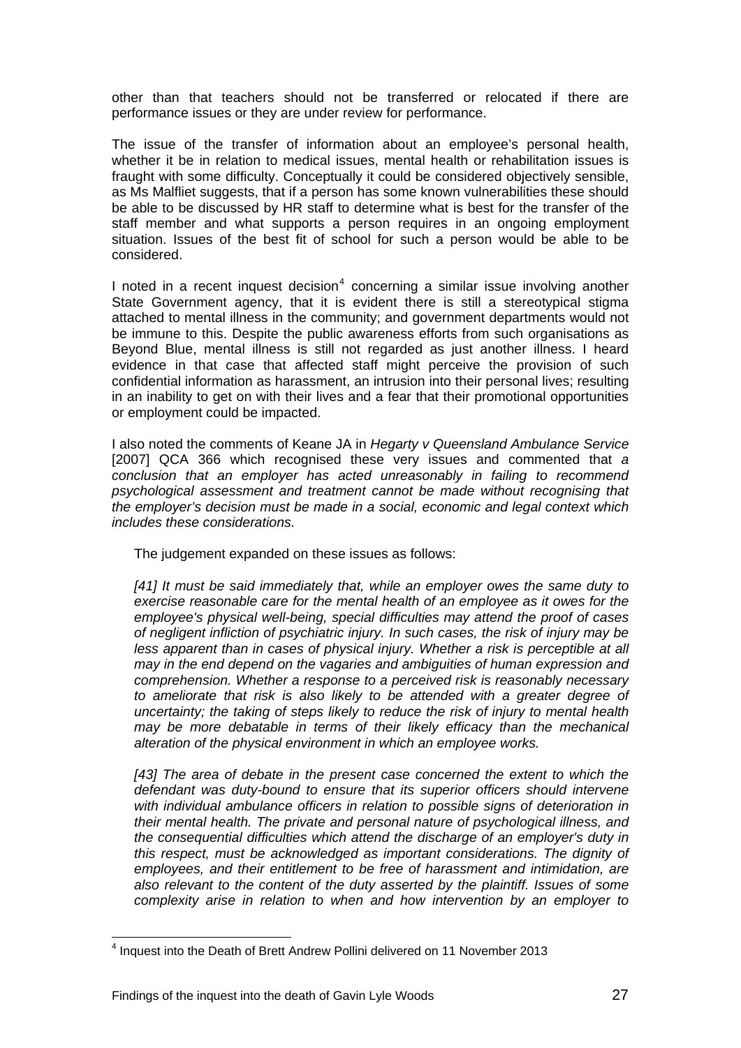other than that teachers should not be transferred or relocated if there are performance issues or they are under review for performance.

The issue of the transfer of information about an employee's personal health, whether it be in relation to medical issues, mental health or rehabilitation issues is fraught with some difficulty. Conceptually it could be considered objectively sensible, as Ms Malfliet suggests, that if a person has some known vulnerabilities these should be able to be discussed by HR staff to determine what is best for the transfer of the staff member and what supports a person requires in an ongoing employment situation. Issues of the best fit of school for such a person would be able to be considered.

I noted in a recent inquest decision[4] concerning a similar issue involving another State Government agency, that it is evident there is still a stereotypical stigma attached to mental illness in the community; and government departments would not be immune to this. Despite the public awareness efforts from such organisations as Beyond Blue, mental illness is still not regarded as just another illness. I heard evidence in that case that affected staff might perceive the provision of such confidential information as harassment, an intrusion into their personal lives; resulting in an inability to get on with their lives and a fear that their promotional opportunities or employment could be impacted.

I also noted the comments of Keane JA in *Hegarty v Queensland Ambulance Service* [2007] QCA 366 which recognised these very issues and commented that *a conclusion that an employer has acted unreasonably in failing to recommend psychological assessment and treatment cannot be made without recognising that the employer's decision must be made in a social, economic and legal context which includes these considerations.*

> The judgement expanded on these issues as follows:
>
> *[41] It must be said immediately that, while an employer owes the same duty to exercise reasonable care for the mental health of an employee as it owes for the employee's physical well-being, special difficulties may attend the proof of cases of negligent infliction of psychiatric injury. In such cases, the risk of injury may be less apparent than in cases of physical injury. Whether a risk is perceptible at all may in the end depend on the vagaries and ambiguities of human expression and comprehension. Whether a response to a perceived risk is reasonably necessary to ameliorate that risk is also likely to be attended with a greater degree of uncertainty; the taking of steps likely to reduce the risk of injury to mental health may be more debatable in terms of their likely efficacy than the mechanical alteration of the physical environment in which an employee works.*
>
> *[43] The area of debate in the present case concerned the extent to which the defendant was duty-bound to ensure that its superior officers should intervene with individual ambulance officers in relation to possible signs of deterioration in their mental health. The private and personal nature of psychological illness, and the consequential difficulties which attend the discharge of an employer's duty in this respect, must be acknowledged as important considerations. The dignity of employees, and their entitlement to be free of harassment and intimidation, are also relevant to the content of the duty asserted by the plaintiff. Issues of some complexity arise in relation to when and how intervention by an employer to*

[4] Inquest into the Death of Brett Andrew Pollini delivered on 11 November 2013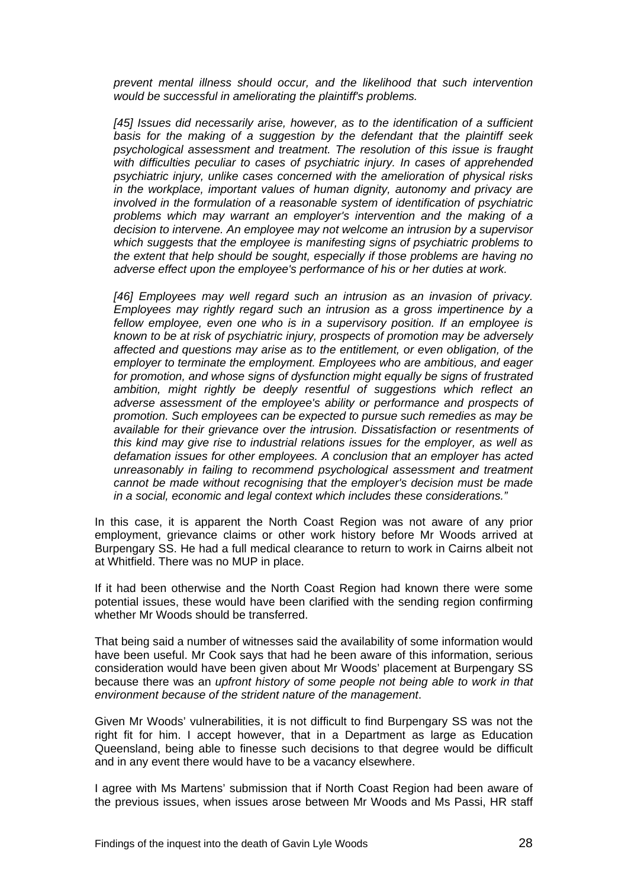*prevent mental illness should occur, and the likelihood that such intervention would be successful in ameliorating the plaintiff's problems.*

*[45] Issues did necessarily arise, however, as to the identification of a sufficient basis for the making of a suggestion by the defendant that the plaintiff seek psychological assessment and treatment. The resolution of this issue is fraught with difficulties peculiar to cases of psychiatric injury. In cases of apprehended psychiatric injury, unlike cases concerned with the amelioration of physical risks in the workplace, important values of human dignity, autonomy and privacy are involved in the formulation of a reasonable system of identification of psychiatric problems which may warrant an employer's intervention and the making of a decision to intervene. An employee may not welcome an intrusion by a supervisor which suggests that the employee is manifesting signs of psychiatric problems to the extent that help should be sought, especially if those problems are having no adverse effect upon the employee's performance of his or her duties at work.*

*[46] Employees may well regard such an intrusion as an invasion of privacy. Employees may rightly regard such an intrusion as a gross impertinence by a fellow employee, even one who is in a supervisory position. If an employee is known to be at risk of psychiatric injury, prospects of promotion may be adversely affected and questions may arise as to the entitlement, or even obligation, of the employer to terminate the employment. Employees who are ambitious, and eager for promotion, and whose signs of dysfunction might equally be signs of frustrated ambition, might rightly be deeply resentful of suggestions which reflect an adverse assessment of the employee's ability or performance and prospects of promotion. Such employees can be expected to pursue such remedies as may be available for their grievance over the intrusion. Dissatisfaction or resentments of this kind may give rise to industrial relations issues for the employer, as well as defamation issues for other employees. A conclusion that an employer has acted unreasonably in failing to recommend psychological assessment and treatment cannot be made without recognising that the employer's decision must be made in a social, economic and legal context which includes these considerations."*

In this case, it is apparent the North Coast Region was not aware of any prior employment, grievance claims or other work history before Mr Woods arrived at Burpengary SS. He had a full medical clearance to return to work in Cairns albeit not at Whitfield. There was no MUP in place.

If it had been otherwise and the North Coast Region had known there were some potential issues, these would have been clarified with the sending region confirming whether Mr Woods should be transferred.

That being said a number of witnesses said the availability of some information would have been useful. Mr Cook says that had he been aware of this information, serious consideration would have been given about Mr Woods' placement at Burpengary SS because there was an *upfront history of some people not being able to work in that environment because of the strident nature of the management*.

Given Mr Woods' vulnerabilities, it is not difficult to find Burpengary SS was not the right fit for him. I accept however, that in a Department as large as Education Queensland, being able to finesse such decisions to that degree would be difficult and in any event there would have to be a vacancy elsewhere.

I agree with Ms Martens' submission that if North Coast Region had been aware of the previous issues, when issues arose between Mr Woods and Ms Passi, HR staff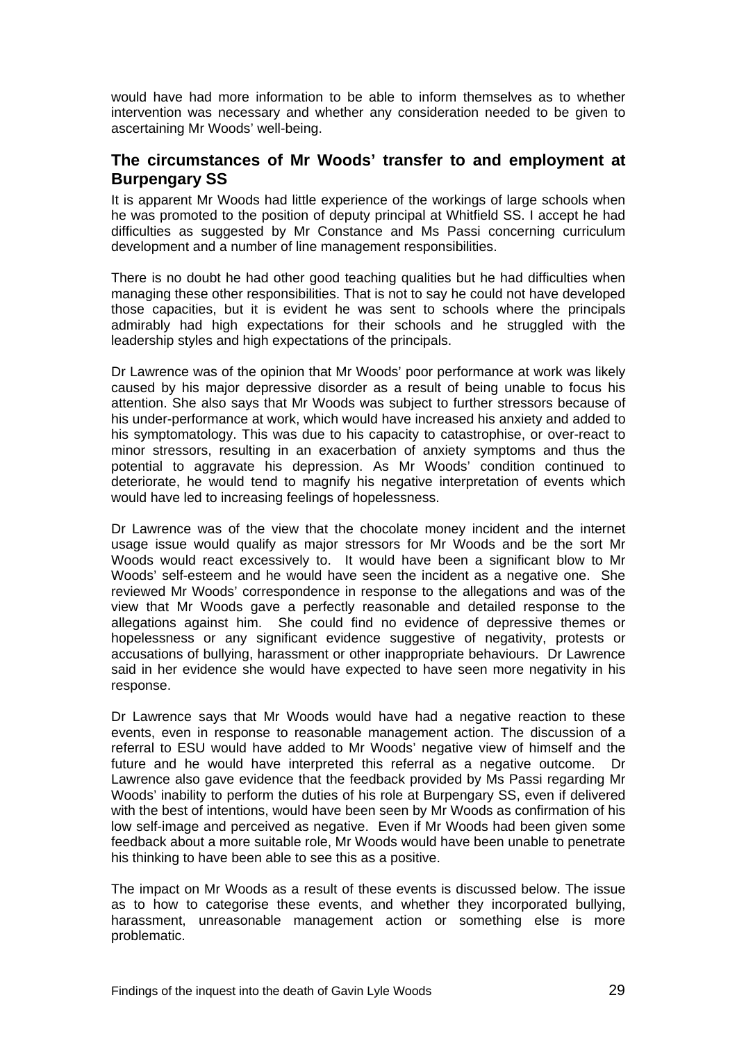would have had more information to be able to inform themselves as to whether intervention was necessary and whether any consideration needed to be given to ascertaining Mr Woods' well-being.

## The circumstances of Mr Woods' transfer to and employment at Burpengary SS

It is apparent Mr Woods had little experience of the workings of large schools when he was promoted to the position of deputy principal at Whitfield SS. I accept he had difficulties as suggested by Mr Constance and Ms Passi concerning curriculum development and a number of line management responsibilities.

There is no doubt he had other good teaching qualities but he had difficulties when managing these other responsibilities. That is not to say he could not have developed those capacities, but it is evident he was sent to schools where the principals admirably had high expectations for their schools and he struggled with the leadership styles and high expectations of the principals.

Dr Lawrence was of the opinion that Mr Woods' poor performance at work was likely caused by his major depressive disorder as a result of being unable to focus his attention. She also says that Mr Woods was subject to further stressors because of his under-performance at work, which would have increased his anxiety and added to his symptomatology. This was due to his capacity to catastrophise, or over-react to minor stressors, resulting in an exacerbation of anxiety symptoms and thus the potential to aggravate his depression. As Mr Woods' condition continued to deteriorate, he would tend to magnify his negative interpretation of events which would have led to increasing feelings of hopelessness.

Dr Lawrence was of the view that the chocolate money incident and the internet usage issue would qualify as major stressors for Mr Woods and be the sort Mr Woods would react excessively to. It would have been a significant blow to Mr Woods' self-esteem and he would have seen the incident as a negative one. She reviewed Mr Woods' correspondence in response to the allegations and was of the view that Mr Woods gave a perfectly reasonable and detailed response to the allegations against him. She could find no evidence of depressive themes or hopelessness or any significant evidence suggestive of negativity, protests or accusations of bullying, harassment or other inappropriate behaviours. Dr Lawrence said in her evidence she would have expected to have seen more negativity in his response.

Dr Lawrence says that Mr Woods would have had a negative reaction to these events, even in response to reasonable management action. The discussion of a referral to ESU would have added to Mr Woods' negative view of himself and the future and he would have interpreted this referral as a negative outcome. Dr Lawrence also gave evidence that the feedback provided by Ms Passi regarding Mr Woods' inability to perform the duties of his role at Burpengary SS, even if delivered with the best of intentions, would have been seen by Mr Woods as confirmation of his low self-image and perceived as negative. Even if Mr Woods had been given some feedback about a more suitable role, Mr Woods would have been unable to penetrate his thinking to have been able to see this as a positive.

The impact on Mr Woods as a result of these events is discussed below. The issue as to how to categorise these events, and whether they incorporated bullying, harassment, unreasonable management action or something else is more problematic.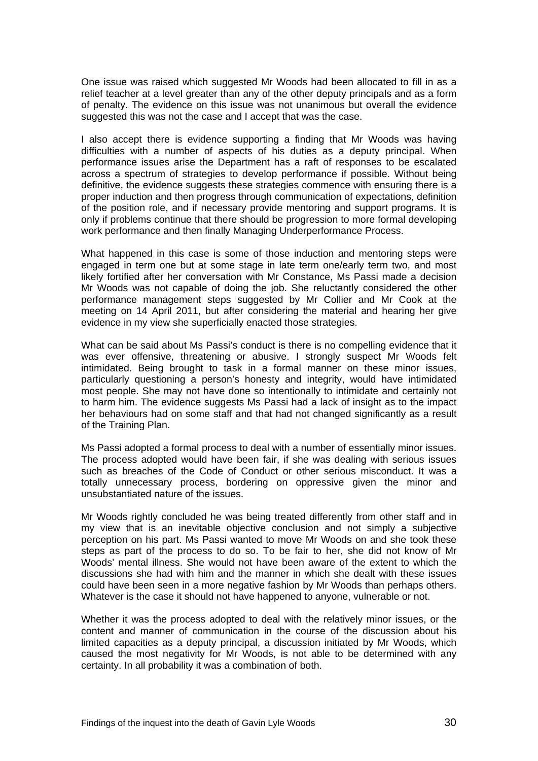One issue was raised which suggested Mr Woods had been allocated to fill in as a relief teacher at a level greater than any of the other deputy principals and as a form of penalty. The evidence on this issue was not unanimous but overall the evidence suggested this was not the case and I accept that was the case.

I also accept there is evidence supporting a finding that Mr Woods was having difficulties with a number of aspects of his duties as a deputy principal. When performance issues arise the Department has a raft of responses to be escalated across a spectrum of strategies to develop performance if possible. Without being definitive, the evidence suggests these strategies commence with ensuring there is a proper induction and then progress through communication of expectations, definition of the position role, and if necessary provide mentoring and support programs. It is only if problems continue that there should be progression to more formal developing work performance and then finally Managing Underperformance Process.

What happened in this case is some of those induction and mentoring steps were engaged in term one but at some stage in late term one/early term two, and most likely fortified after her conversation with Mr Constance, Ms Passi made a decision Mr Woods was not capable of doing the job. She reluctantly considered the other performance management steps suggested by Mr Collier and Mr Cook at the meeting on 14 April 2011, but after considering the material and hearing her give evidence in my view she superficially enacted those strategies.

What can be said about Ms Passi's conduct is there is no compelling evidence that it was ever offensive, threatening or abusive. I strongly suspect Mr Woods felt intimidated. Being brought to task in a formal manner on these minor issues, particularly questioning a person's honesty and integrity, would have intimidated most people. She may not have done so intentionally to intimidate and certainly not to harm him. The evidence suggests Ms Passi had a lack of insight as to the impact her behaviours had on some staff and that had not changed significantly as a result of the Training Plan.

Ms Passi adopted a formal process to deal with a number of essentially minor issues. The process adopted would have been fair, if she was dealing with serious issues such as breaches of the Code of Conduct or other serious misconduct. It was a totally unnecessary process, bordering on oppressive given the minor and unsubstantiated nature of the issues.

Mr Woods rightly concluded he was being treated differently from other staff and in my view that is an inevitable objective conclusion and not simply a subjective perception on his part. Ms Passi wanted to move Mr Woods on and she took these steps as part of the process to do so. To be fair to her, she did not know of Mr Woods' mental illness. She would not have been aware of the extent to which the discussions she had with him and the manner in which she dealt with these issues could have been seen in a more negative fashion by Mr Woods than perhaps others. Whatever is the case it should not have happened to anyone, vulnerable or not.

Whether it was the process adopted to deal with the relatively minor issues, or the content and manner of communication in the course of the discussion about his limited capacities as a deputy principal, a discussion initiated by Mr Woods, which caused the most negativity for Mr Woods, is not able to be determined with any certainty. In all probability it was a combination of both.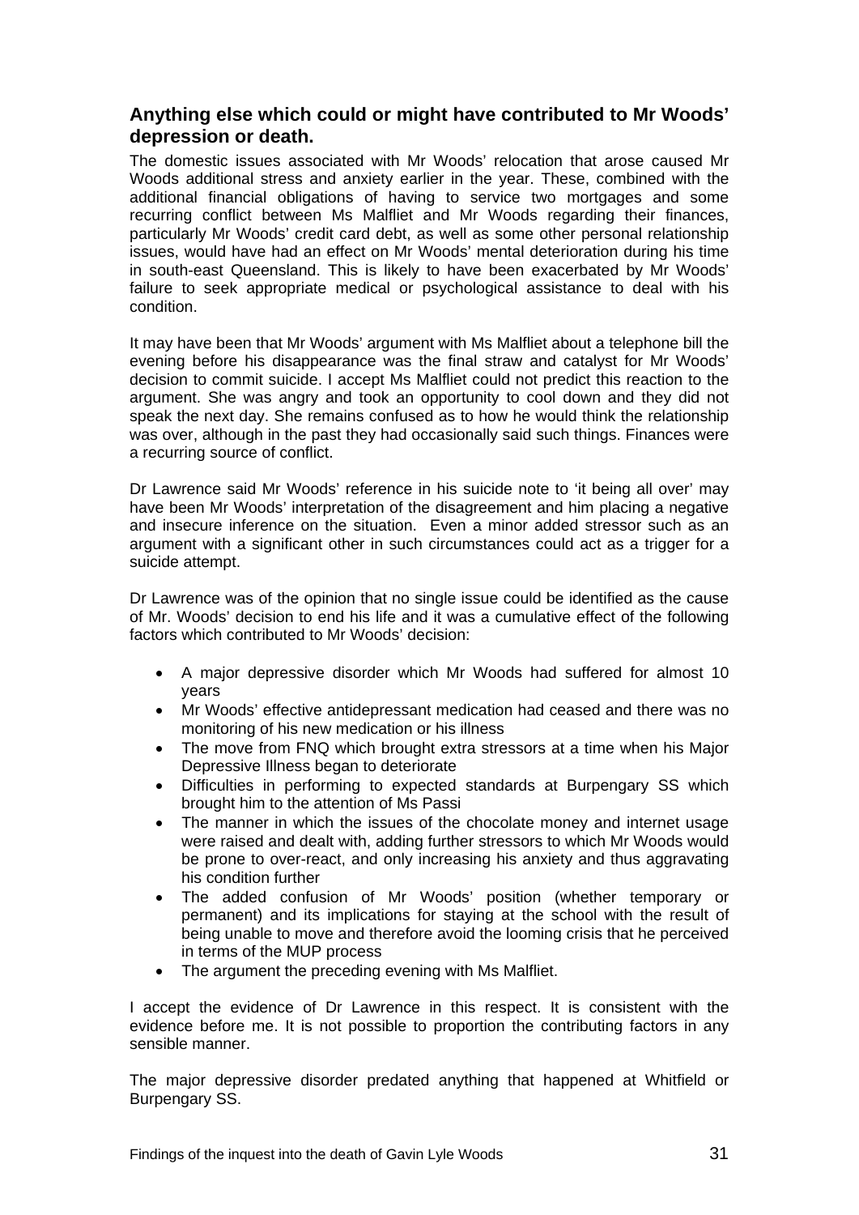## Anything else which could or might have contributed to Mr Woods' depression or death.

The domestic issues associated with Mr Woods' relocation that arose caused Mr Woods additional stress and anxiety earlier in the year. These, combined with the additional financial obligations of having to service two mortgages and some recurring conflict between Ms Malfliet and Mr Woods regarding their finances, particularly Mr Woods' credit card debt, as well as some other personal relationship issues, would have had an effect on Mr Woods' mental deterioration during his time in south-east Queensland. This is likely to have been exacerbated by Mr Woods' failure to seek appropriate medical or psychological assistance to deal with his condition.

It may have been that Mr Woods' argument with Ms Malfliet about a telephone bill the evening before his disappearance was the final straw and catalyst for Mr Woods' decision to commit suicide. I accept Ms Malfliet could not predict this reaction to the argument. She was angry and took an opportunity to cool down and they did not speak the next day. She remains confused as to how he would think the relationship was over, although in the past they had occasionally said such things. Finances were a recurring source of conflict.

Dr Lawrence said Mr Woods' reference in his suicide note to 'it being all over' may have been Mr Woods' interpretation of the disagreement and him placing a negative and insecure inference on the situation. Even a minor added stressor such as an argument with a significant other in such circumstances could act as a trigger for a suicide attempt.

Dr Lawrence was of the opinion that no single issue could be identified as the cause of Mr. Woods' decision to end his life and it was a cumulative effect of the following factors which contributed to Mr Woods' decision:

- A major depressive disorder which Mr Woods had suffered for almost 10 years
- Mr Woods' effective antidepressant medication had ceased and there was no monitoring of his new medication or his illness
- The move from FNQ which brought extra stressors at a time when his Major Depressive Illness began to deteriorate
- Difficulties in performing to expected standards at Burpengary SS which brought him to the attention of Ms Passi
- The manner in which the issues of the chocolate money and internet usage were raised and dealt with, adding further stressors to which Mr Woods would be prone to over-react, and only increasing his anxiety and thus aggravating his condition further
- The added confusion of Mr Woods' position (whether temporary or permanent) and its implications for staying at the school with the result of being unable to move and therefore avoid the looming crisis that he perceived in terms of the MUP process
- The argument the preceding evening with Ms Malfliet.

I accept the evidence of Dr Lawrence in this respect. It is consistent with the evidence before me. It is not possible to proportion the contributing factors in any sensible manner.

The major depressive disorder predated anything that happened at Whitfield or Burpengary SS.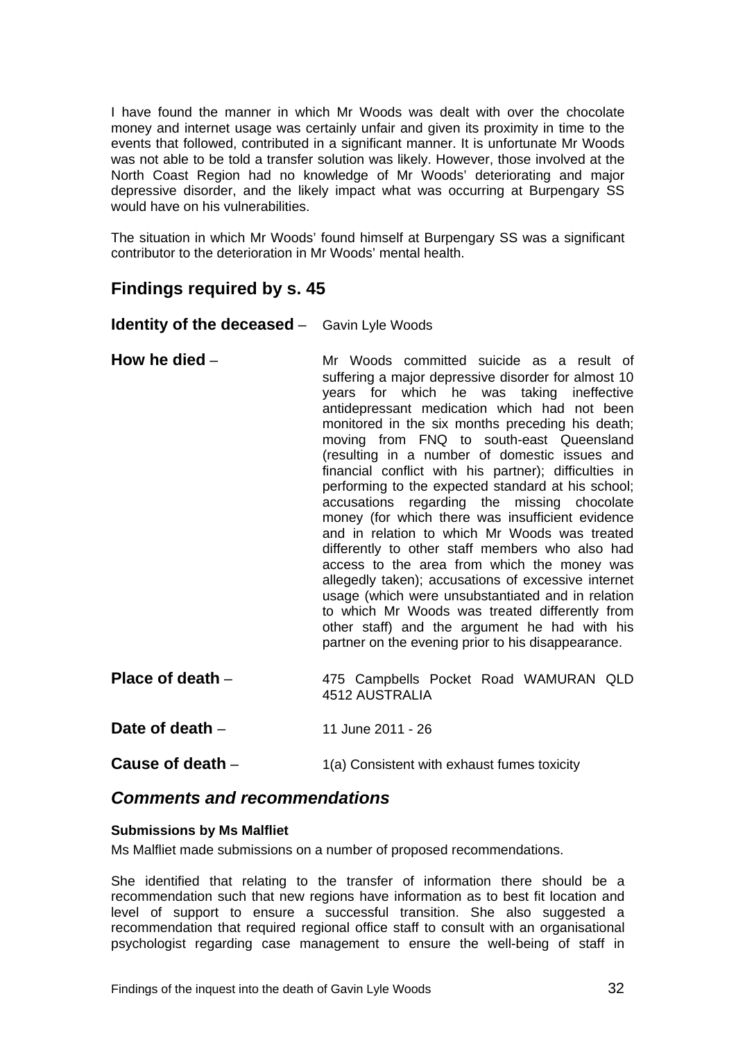I have found the manner in which Mr Woods was dealt with over the chocolate money and internet usage was certainly unfair and given its proximity in time to the events that followed, contributed in a significant manner. It is unfortunate Mr Woods was not able to be told a transfer solution was likely. However, those involved at the North Coast Region had no knowledge of Mr Woods' deteriorating and major depressive disorder, and the likely impact what was occurring at Burpengary SS would have on his vulnerabilities.

The situation in which Mr Woods' found himself at Burpengary SS was a significant contributor to the deterioration in Mr Woods' mental health.

## Findings required by s. 45

**Identity of the deceased** – Gavin Lyle Woods

**How he died** – Mr Woods committed suicide as a result of suffering a major depressive disorder for almost 10 years for which he was taking ineffective antidepressant medication which had not been monitored in the six months preceding his death; moving from FNQ to south-east Queensland (resulting in a number of domestic issues and financial conflict with his partner); difficulties in performing to the expected standard at his school; accusations regarding the missing chocolate money (for which there was insufficient evidence and in relation to which Mr Woods was treated differently to other staff members who also had access to the area from which the money was allegedly taken); accusations of excessive internet usage (which were unsubstantiated and in relation to which Mr Woods was treated differently from other staff) and the argument he had with his partner on the evening prior to his disappearance.

**Place of death** – 475 Campbells Pocket Road WAMURAN QLD 4512 AUSTRALIA

**Date of death** – 11 June 2011 - 26

**Cause of death** – 1(a) Consistent with exhaust fumes toxicity

## *Comments and recommendations*

#### Submissions by Ms Malfliet

Ms Malfliet made submissions on a number of proposed recommendations.

She identified that relating to the transfer of information there should be a recommendation such that new regions have information as to best fit location and level of support to ensure a successful transition. She also suggested a recommendation that required regional office staff to consult with an organisational psychologist regarding case management to ensure the well-being of staff in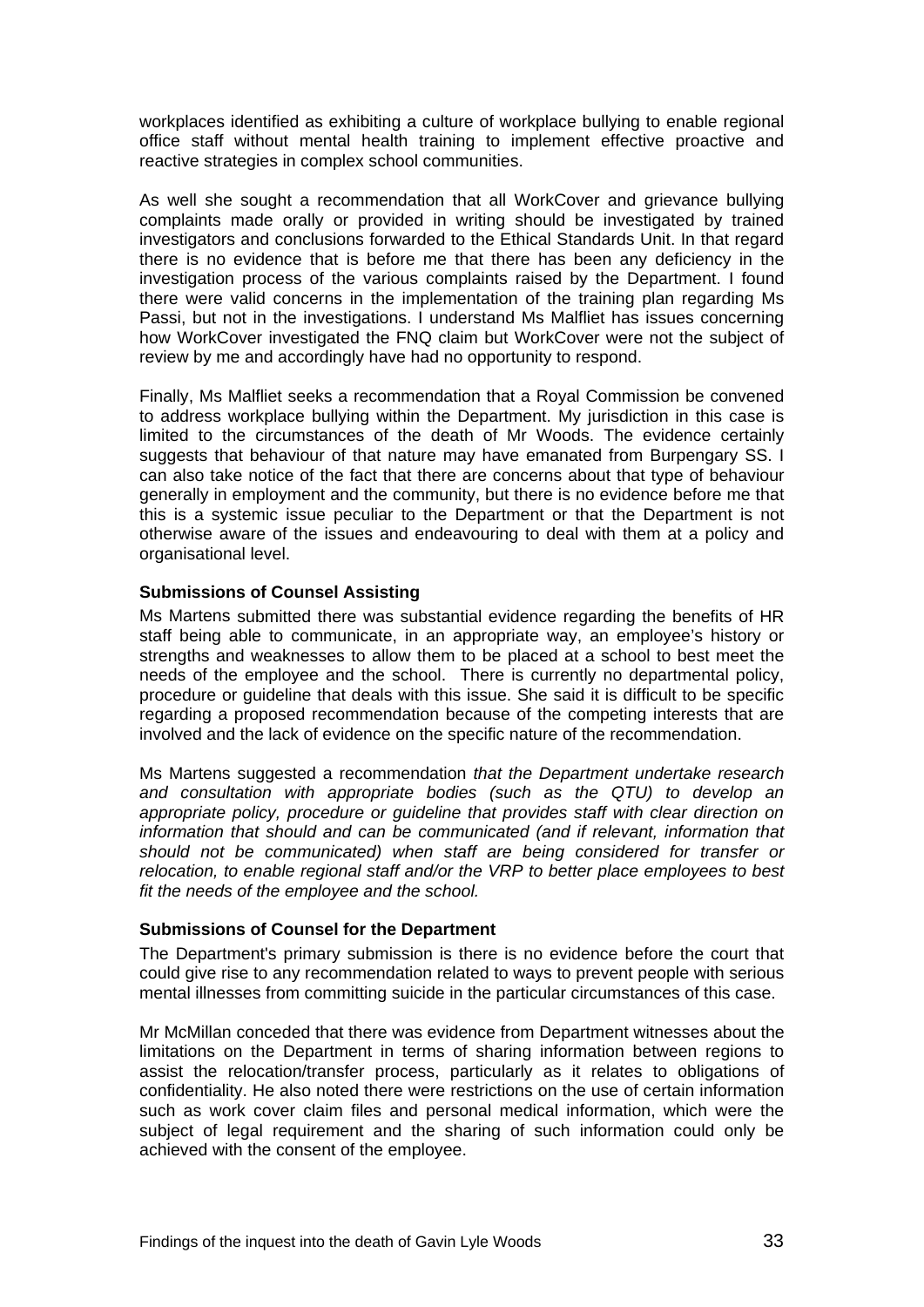workplaces identified as exhibiting a culture of workplace bullying to enable regional office staff without mental health training to implement effective proactive and reactive strategies in complex school communities.

As well she sought a recommendation that all WorkCover and grievance bullying complaints made orally or provided in writing should be investigated by trained investigators and conclusions forwarded to the Ethical Standards Unit. In that regard there is no evidence that is before me that there has been any deficiency in the investigation process of the various complaints raised by the Department. I found there were valid concerns in the implementation of the training plan regarding Ms Passi, but not in the investigations. I understand Ms Malfliet has issues concerning how WorkCover investigated the FNQ claim but WorkCover were not the subject of review by me and accordingly have had no opportunity to respond.

Finally, Ms Malfliet seeks a recommendation that a Royal Commission be convened to address workplace bullying within the Department. My jurisdiction in this case is limited to the circumstances of the death of Mr Woods. The evidence certainly suggests that behaviour of that nature may have emanated from Burpengary SS. I can also take notice of the fact that there are concerns about that type of behaviour generally in employment and the community, but there is no evidence before me that this is a systemic issue peculiar to the Department or that the Department is not otherwise aware of the issues and endeavouring to deal with them at a policy and organisational level.

**Submissions of Counsel Assisting**

Ms Martens submitted there was substantial evidence regarding the benefits of HR staff being able to communicate, in an appropriate way, an employee's history or strengths and weaknesses to allow them to be placed at a school to best meet the needs of the employee and the school. There is currently no departmental policy, procedure or guideline that deals with this issue. She said it is difficult to be specific regarding a proposed recommendation because of the competing interests that are involved and the lack of evidence on the specific nature of the recommendation.

Ms Martens suggested a recommendation *that the Department undertake research and consultation with appropriate bodies (such as the QTU) to develop an appropriate policy, procedure or guideline that provides staff with clear direction on information that should and can be communicated (and if relevant, information that should not be communicated) when staff are being considered for transfer or relocation, to enable regional staff and/or the VRP to better place employees to best fit the needs of the employee and the school.*

**Submissions of Counsel for the Department**

The Department's primary submission is there is no evidence before the court that could give rise to any recommendation related to ways to prevent people with serious mental illnesses from committing suicide in the particular circumstances of this case.

Mr McMillan conceded that there was evidence from Department witnesses about the limitations on the Department in terms of sharing information between regions to assist the relocation/transfer process, particularly as it relates to obligations of confidentiality. He also noted there were restrictions on the use of certain information such as work cover claim files and personal medical information, which were the subject of legal requirement and the sharing of such information could only be achieved with the consent of the employee.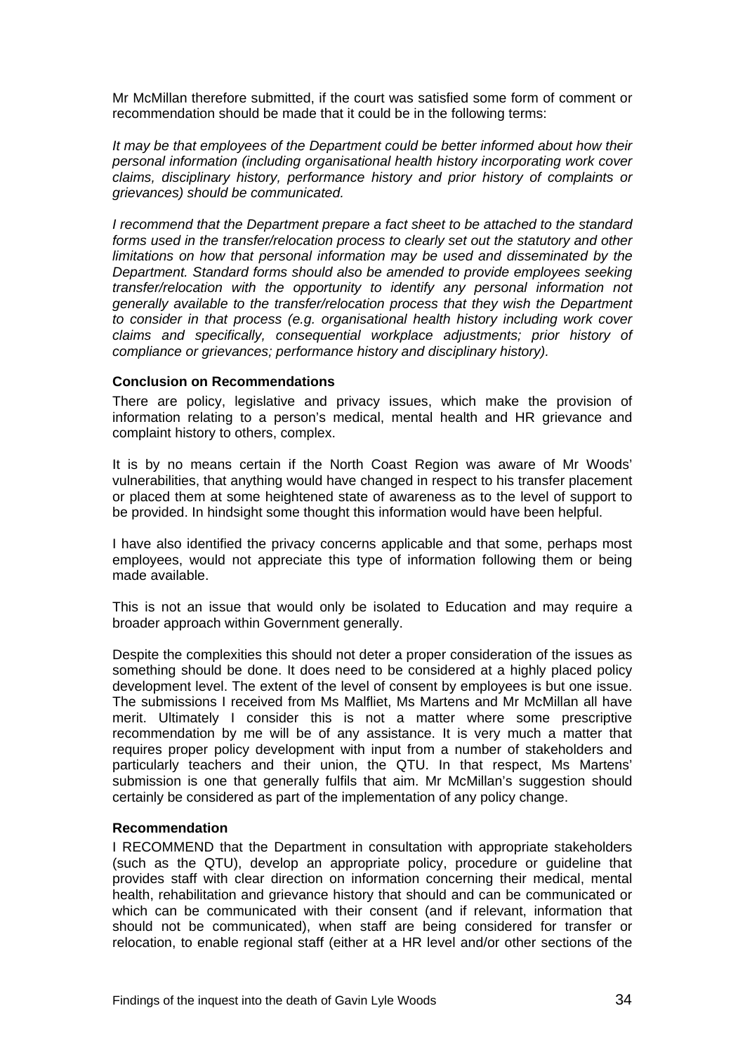Mr McMillan therefore submitted, if the court was satisfied some form of comment or recommendation should be made that it could be in the following terms:

*It may be that employees of the Department could be better informed about how their personal information (including organisational health history incorporating work cover claims, disciplinary history, performance history and prior history of complaints or grievances) should be communicated.*

*I recommend that the Department prepare a fact sheet to be attached to the standard forms used in the transfer/relocation process to clearly set out the statutory and other limitations on how that personal information may be used and disseminated by the Department. Standard forms should also be amended to provide employees seeking transfer/relocation with the opportunity to identify any personal information not generally available to the transfer/relocation process that they wish the Department to consider in that process (e.g. organisational health history including work cover claims and specifically, consequential workplace adjustments; prior history of compliance or grievances; performance history and disciplinary history).*

**Conclusion on Recommendations**

There are policy, legislative and privacy issues, which make the provision of information relating to a person's medical, mental health and HR grievance and complaint history to others, complex.

It is by no means certain if the North Coast Region was aware of Mr Woods' vulnerabilities, that anything would have changed in respect to his transfer placement or placed them at some heightened state of awareness as to the level of support to be provided. In hindsight some thought this information would have been helpful.

I have also identified the privacy concerns applicable and that some, perhaps most employees, would not appreciate this type of information following them or being made available.

This is not an issue that would only be isolated to Education and may require a broader approach within Government generally.

Despite the complexities this should not deter a proper consideration of the issues as something should be done. It does need to be considered at a highly placed policy development level. The extent of the level of consent by employees is but one issue. The submissions I received from Ms Malfliet, Ms Martens and Mr McMillan all have merit. Ultimately I consider this is not a matter where some prescriptive recommendation by me will be of any assistance. It is very much a matter that requires proper policy development with input from a number of stakeholders and particularly teachers and their union, the QTU. In that respect, Ms Martens' submission is one that generally fulfils that aim. Mr McMillan's suggestion should certainly be considered as part of the implementation of any policy change.

**Recommendation**

I RECOMMEND that the Department in consultation with appropriate stakeholders (such as the QTU), develop an appropriate policy, procedure or guideline that provides staff with clear direction on information concerning their medical, mental health, rehabilitation and grievance history that should and can be communicated or which can be communicated with their consent (and if relevant, information that should not be communicated), when staff are being considered for transfer or relocation, to enable regional staff (either at a HR level and/or other sections of the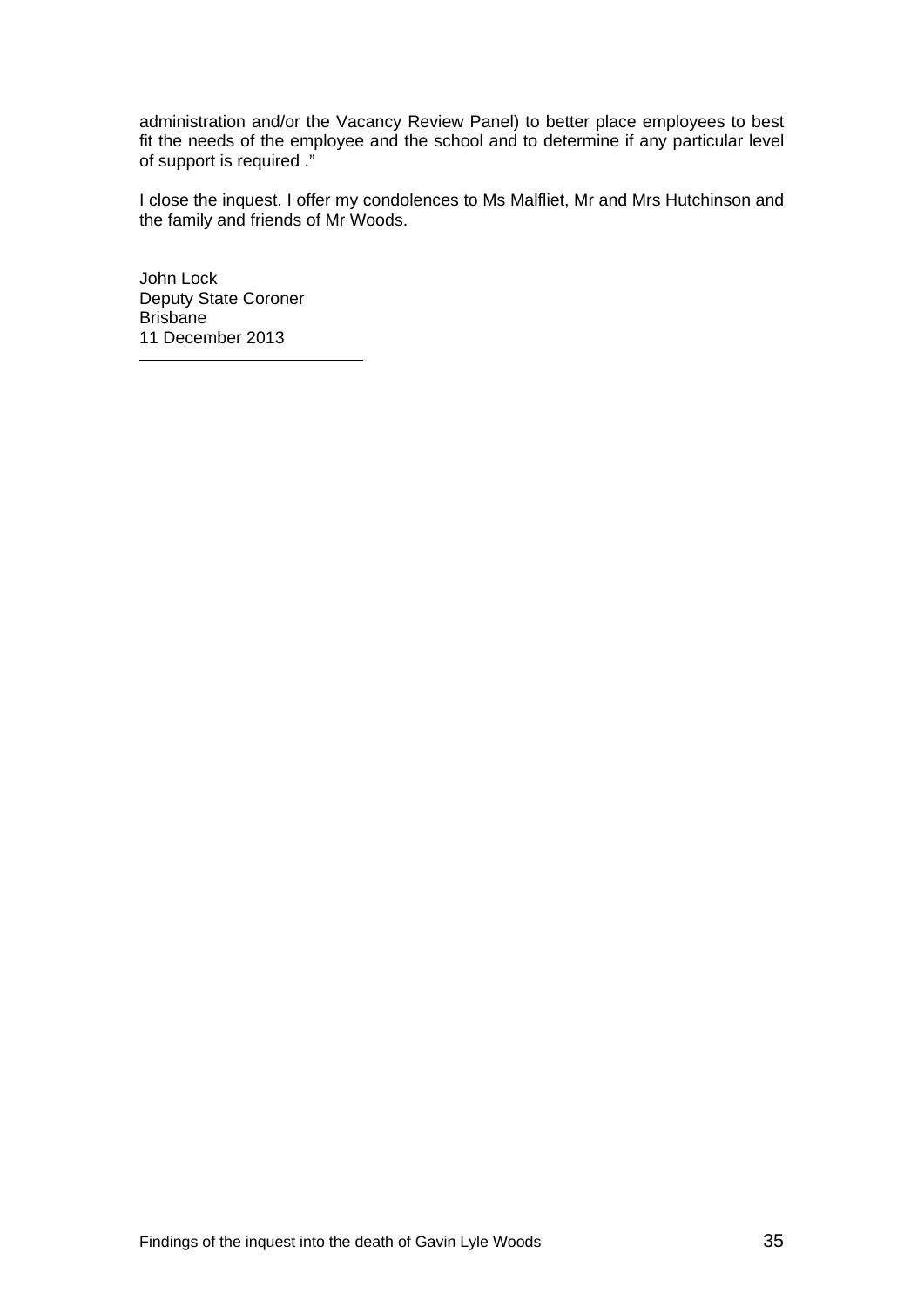administration and/or the Vacancy Review Panel) to better place employees to best fit the needs of the employee and the school and to determine if any particular level of support is required ."

I close the inquest. I offer my condolences to Ms Malfliet, Mr and Mrs Hutchinson and the family and friends of Mr Woods.

John Lock
Deputy State Coroner
Brisbane
11 December 2013